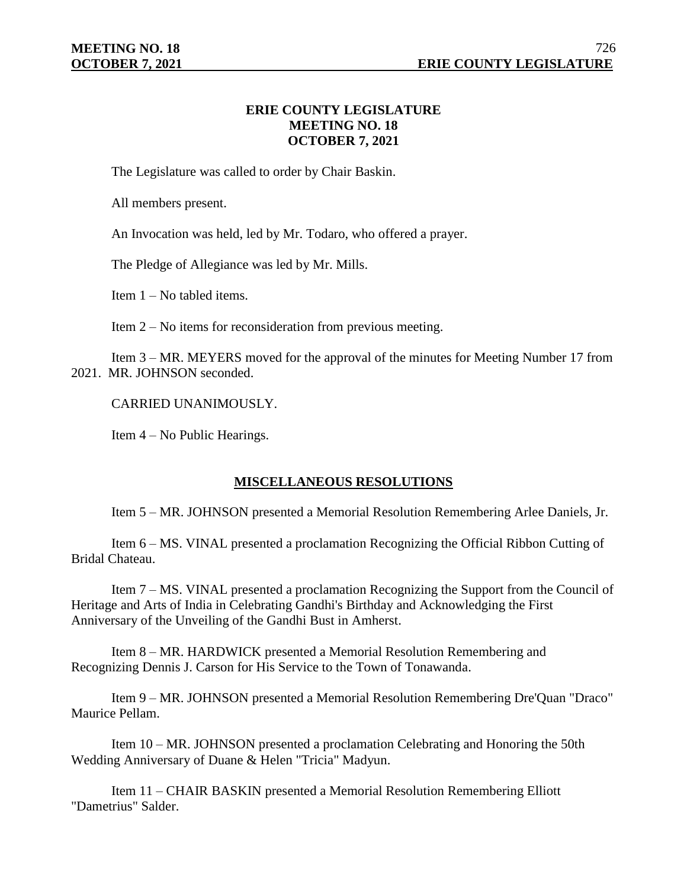# ERIE COUNTY LEGISLATURE
## MEETING NO. 18
## OCTOBER 7, 2021

The Legislature was called to order by Chair Baskin.

All members present.

An Invocation was held, led by Mr. Todaro, who offered a prayer.

The Pledge of Allegiance was led by Mr. Mills.

Item 1 – No tabled items.

Item 2 – No items for reconsideration from previous meeting.

Item 3 – MR. MEYERS moved for the approval of the minutes for Meeting Number 17 from 2021. MR. JOHNSON seconded.

CARRIED UNANIMOUSLY.

Item 4 – No Public Hearings.

## MISCELLANEOUS RESOLUTIONS

Item 5 – MR. JOHNSON presented a Memorial Resolution Remembering Arlee Daniels, Jr.

Item 6 – MS. VINAL presented a proclamation Recognizing the Official Ribbon Cutting of Bridal Chateau.

Item 7 – MS. VINAL presented a proclamation Recognizing the Support from the Council of Heritage and Arts of India in Celebrating Gandhi's Birthday and Acknowledging the First Anniversary of the Unveiling of the Gandhi Bust in Amherst.

Item 8 – MR. HARDWICK presented a Memorial Resolution Remembering and Recognizing Dennis J. Carson for His Service to the Town of Tonawanda.

Item 9 – MR. JOHNSON presented a Memorial Resolution Remembering Dre'Quan "Draco" Maurice Pellam.

Item 10 – MR. JOHNSON presented a proclamation Celebrating and Honoring the 50th Wedding Anniversary of Duane & Helen "Tricia" Madyun.

Item 11 – CHAIR BASKIN presented a Memorial Resolution Remembering Elliott "Dametrius" Salder.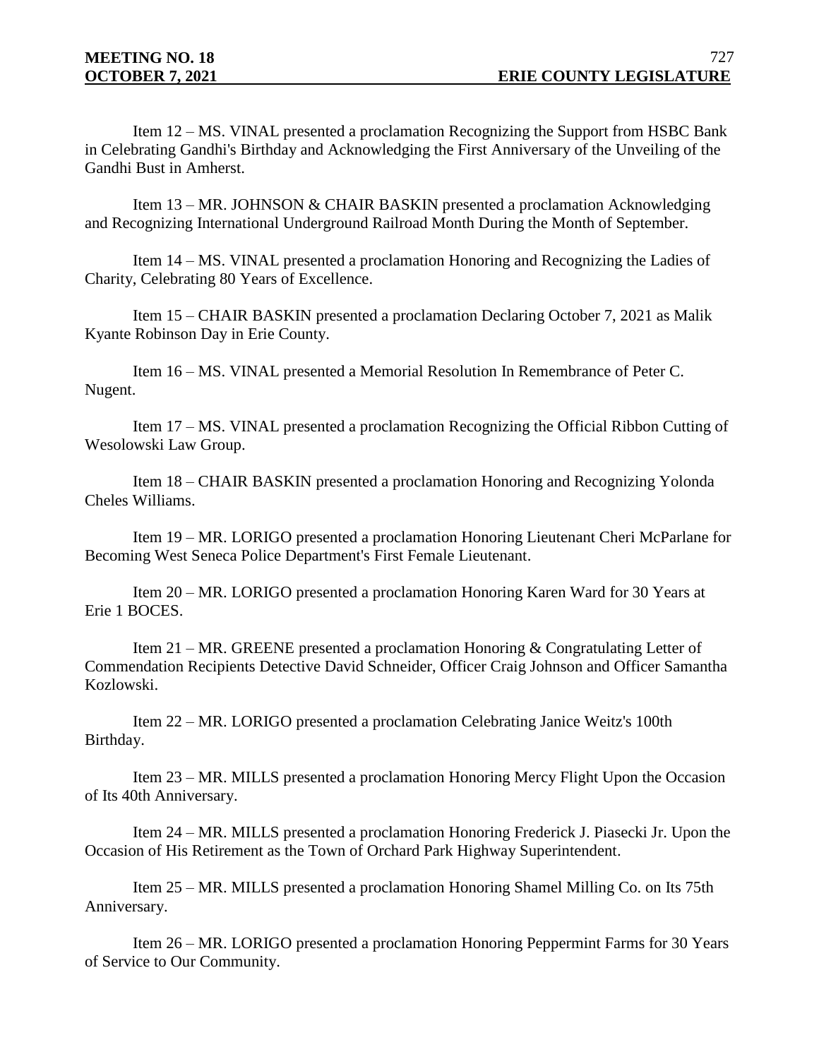Item 12 – MS. VINAL presented a proclamation Recognizing the Support from HSBC Bank in Celebrating Gandhi's Birthday and Acknowledging the First Anniversary of the Unveiling of the Gandhi Bust in Amherst.

Item 13 – MR. JOHNSON & CHAIR BASKIN presented a proclamation Acknowledging and Recognizing International Underground Railroad Month During the Month of September.

Item 14 – MS. VINAL presented a proclamation Honoring and Recognizing the Ladies of Charity, Celebrating 80 Years of Excellence.

Item 15 – CHAIR BASKIN presented a proclamation Declaring October 7, 2021 as Malik Kyante Robinson Day in Erie County.

Item 16 – MS. VINAL presented a Memorial Resolution In Remembrance of Peter C. Nugent.

Item 17 – MS. VINAL presented a proclamation Recognizing the Official Ribbon Cutting of Wesolowski Law Group.

Item 18 – CHAIR BASKIN presented a proclamation Honoring and Recognizing Yolonda Cheles Williams.

Item 19 – MR. LORIGO presented a proclamation Honoring Lieutenant Cheri McParlane for Becoming West Seneca Police Department's First Female Lieutenant.

Item 20 – MR. LORIGO presented a proclamation Honoring Karen Ward for 30 Years at Erie 1 BOCES.

Item 21 – MR. GREENE presented a proclamation Honoring & Congratulating Letter of Commendation Recipients Detective David Schneider, Officer Craig Johnson and Officer Samantha Kozlowski.

Item 22 – MR. LORIGO presented a proclamation Celebrating Janice Weitz's 100th Birthday.

Item 23 – MR. MILLS presented a proclamation Honoring Mercy Flight Upon the Occasion of Its 40th Anniversary.

Item 24 – MR. MILLS presented a proclamation Honoring Frederick J. Piasecki Jr. Upon the Occasion of His Retirement as the Town of Orchard Park Highway Superintendent.

Item 25 – MR. MILLS presented a proclamation Honoring Shamel Milling Co. on Its 75th Anniversary.

Item 26 – MR. LORIGO presented a proclamation Honoring Peppermint Farms for 30 Years of Service to Our Community.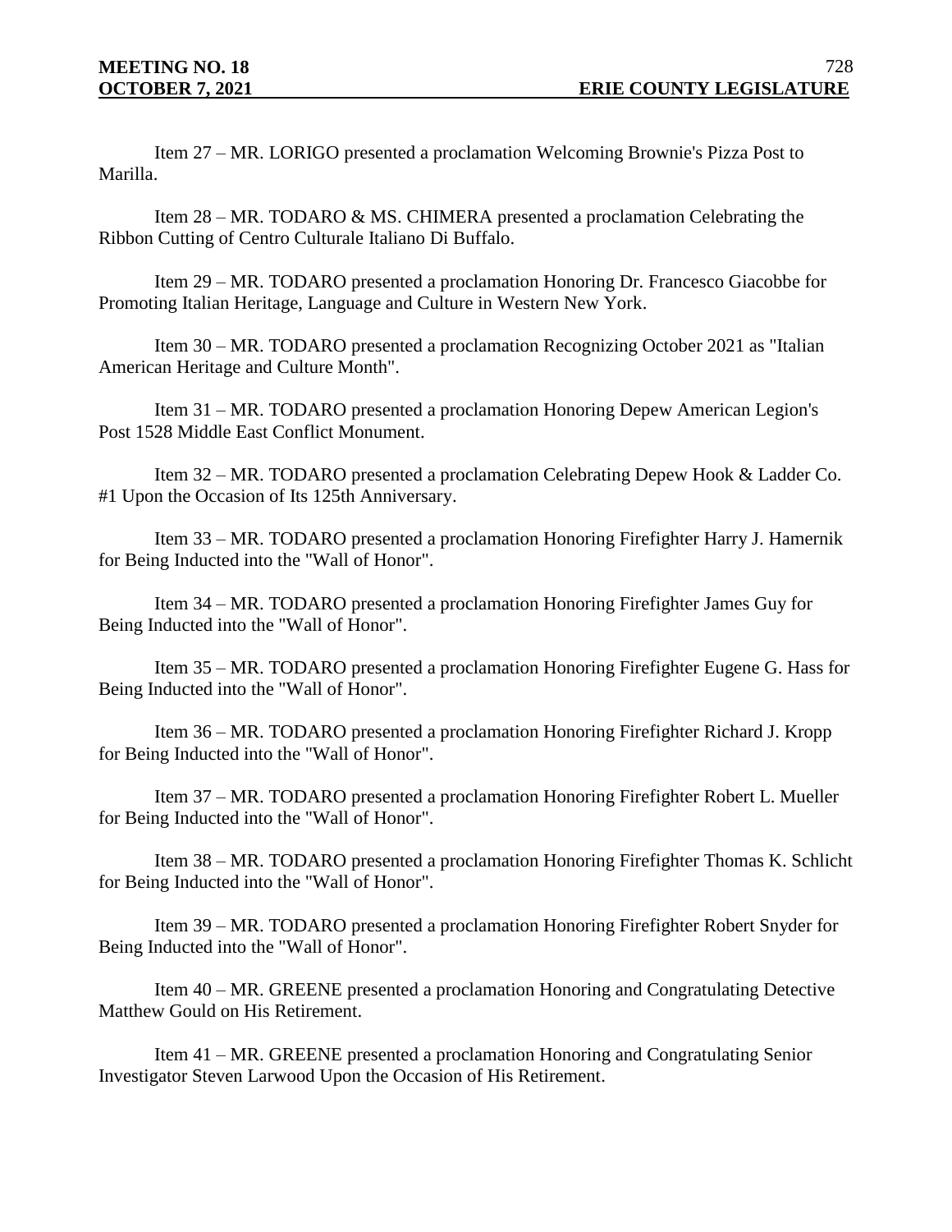Item 27 – MR. LORIGO presented a proclamation Welcoming Brownie's Pizza Post to Marilla.

Item 28 – MR. TODARO & MS. CHIMERA presented a proclamation Celebrating the Ribbon Cutting of Centro Culturale Italiano Di Buffalo.

Item 29 – MR. TODARO presented a proclamation Honoring Dr. Francesco Giacobbe for Promoting Italian Heritage, Language and Culture in Western New York.

Item 30 – MR. TODARO presented a proclamation Recognizing October 2021 as "Italian American Heritage and Culture Month".

Item 31 – MR. TODARO presented a proclamation Honoring Depew American Legion's Post 1528 Middle East Conflict Monument.

Item 32 – MR. TODARO presented a proclamation Celebrating Depew Hook & Ladder Co. #1 Upon the Occasion of Its 125th Anniversary.

Item 33 – MR. TODARO presented a proclamation Honoring Firefighter Harry J. Hamernik for Being Inducted into the "Wall of Honor".

Item 34 – MR. TODARO presented a proclamation Honoring Firefighter James Guy for Being Inducted into the "Wall of Honor".

Item 35 – MR. TODARO presented a proclamation Honoring Firefighter Eugene G. Hass for Being Inducted into the "Wall of Honor".

Item 36 – MR. TODARO presented a proclamation Honoring Firefighter Richard J. Kropp for Being Inducted into the "Wall of Honor".

Item 37 – MR. TODARO presented a proclamation Honoring Firefighter Robert L. Mueller for Being Inducted into the "Wall of Honor".

Item 38 – MR. TODARO presented a proclamation Honoring Firefighter Thomas K. Schlicht for Being Inducted into the "Wall of Honor".

Item 39 – MR. TODARO presented a proclamation Honoring Firefighter Robert Snyder for Being Inducted into the "Wall of Honor".

Item 40 – MR. GREENE presented a proclamation Honoring and Congratulating Detective Matthew Gould on His Retirement.

Item 41 – MR. GREENE presented a proclamation Honoring and Congratulating Senior Investigator Steven Larwood Upon the Occasion of His Retirement.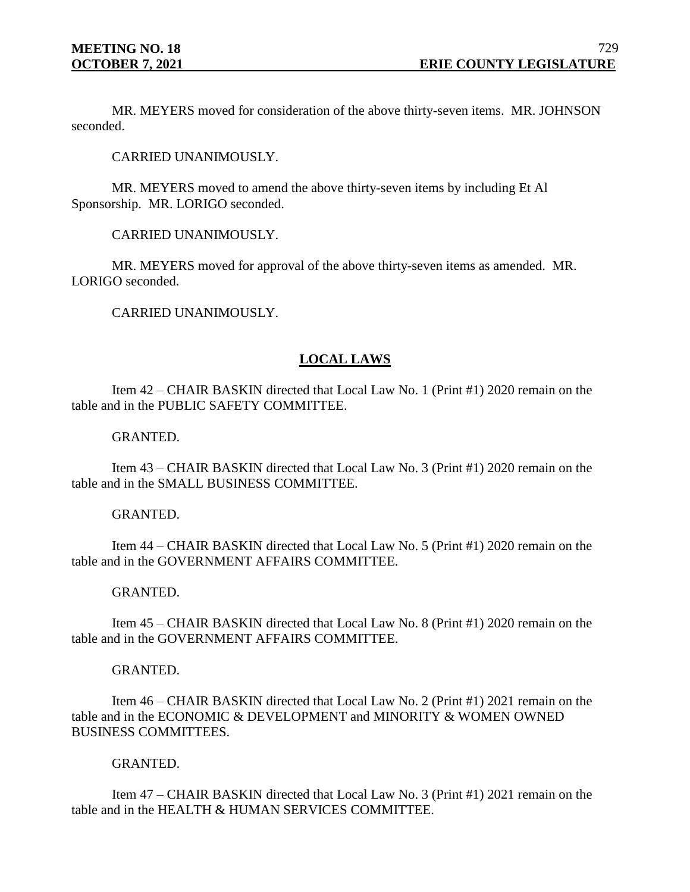MR. MEYERS moved for consideration of the above thirty-seven items. MR. JOHNSON seconded.

CARRIED UNANIMOUSLY.

MR. MEYERS moved to amend the above thirty-seven items by including Et Al Sponsorship. MR. LORIGO seconded.

CARRIED UNANIMOUSLY.

MR. MEYERS moved for approval of the above thirty-seven items as amended. MR. LORIGO seconded.

CARRIED UNANIMOUSLY.

## LOCAL LAWS

Item 42 – CHAIR BASKIN directed that Local Law No. 1 (Print #1) 2020 remain on the table and in the PUBLIC SAFETY COMMITTEE.

GRANTED.

Item 43 – CHAIR BASKIN directed that Local Law No. 3 (Print #1) 2020 remain on the table and in the SMALL BUSINESS COMMITTEE.

GRANTED.

Item 44 – CHAIR BASKIN directed that Local Law No. 5 (Print #1) 2020 remain on the table and in the GOVERNMENT AFFAIRS COMMITTEE.

GRANTED.

Item 45 – CHAIR BASKIN directed that Local Law No. 8 (Print #1) 2020 remain on the table and in the GOVERNMENT AFFAIRS COMMITTEE.

GRANTED.

Item 46 – CHAIR BASKIN directed that Local Law No. 2 (Print #1) 2021 remain on the table and in the ECONOMIC & DEVELOPMENT and MINORITY & WOMEN OWNED BUSINESS COMMITTEES.

GRANTED.

Item 47 – CHAIR BASKIN directed that Local Law No. 3 (Print #1) 2021 remain on the table and in the HEALTH & HUMAN SERVICES COMMITTEE.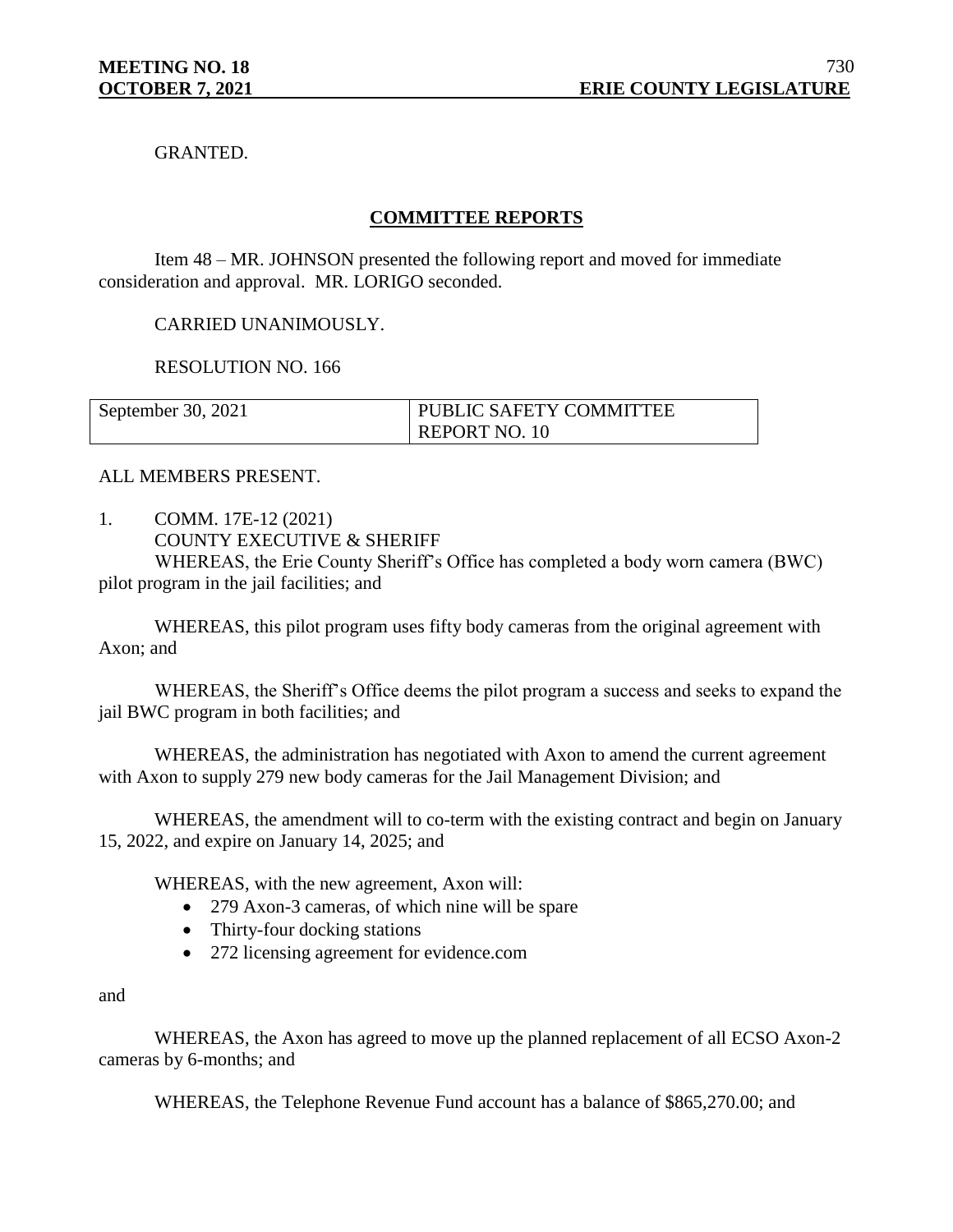GRANTED.

## COMMITTEE REPORTS

Item 48 – MR. JOHNSON presented the following report and moved for immediate consideration and approval. MR. LORIGO seconded.

CARRIED UNANIMOUSLY.

RESOLUTION NO. 166

| September 30, 2021 | PUBLIC SAFETY COMMITTEE REPORT NO. 10 |
|---|---|

ALL MEMBERS PRESENT.

1. COMM. 17E-12 (2021)
   COUNTY EXECUTIVE & SHERIFF

WHEREAS, the Erie County Sheriff's Office has completed a body worn camera (BWC) pilot program in the jail facilities; and

WHEREAS, this pilot program uses fifty body cameras from the original agreement with Axon; and

WHEREAS, the Sheriff's Office deems the pilot program a success and seeks to expand the jail BWC program in both facilities; and

WHEREAS, the administration has negotiated with Axon to amend the current agreement with Axon to supply 279 new body cameras for the Jail Management Division; and

WHEREAS, the amendment will to co-term with the existing contract and begin on January 15, 2022, and expire on January 14, 2025; and

WHEREAS, with the new agreement, Axon will:

- 279 Axon-3 cameras, of which nine will be spare
- Thirty-four docking stations
- 272 licensing agreement for evidence.com

and

WHEREAS, the Axon has agreed to move up the planned replacement of all ECSO Axon-2 cameras by 6-months; and

WHEREAS, the Telephone Revenue Fund account has a balance of $865,270.00; and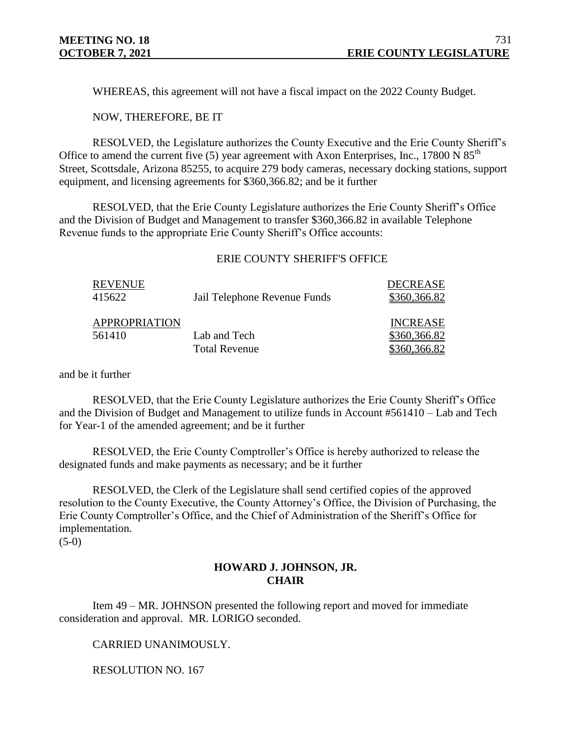WHEREAS, this agreement will not have a fiscal impact on the 2022 County Budget.

NOW, THEREFORE, BE IT

RESOLVED, the Legislature authorizes the County Executive and the Erie County Sheriff's Office to amend the current five (5) year agreement with Axon Enterprises, Inc., 17800 N 85th Street, Scottsdale, Arizona 85255, to acquire 279 body cameras, necessary docking stations, support equipment, and licensing agreements for $360,366.82; and be it further

RESOLVED, that the Erie County Legislature authorizes the Erie County Sheriff's Office and the Division of Budget and Management to transfer $360,366.82 in available Telephone Revenue funds to the appropriate Erie County Sheriff's Office accounts:

ERIE COUNTY SHERIFF'S OFFICE

| REVENUE | | DECREASE |
|---|---|---|
| 415622 | Jail Telephone Revenue Funds | $360,366.82 |
| **APPROPRIATION** | | **INCREASE** |
| 561410 | Lab and Tech | $360,366.82 |
| | Total Revenue | $360,366.82 |

and be it further

RESOLVED, that the Erie County Legislature authorizes the Erie County Sheriff's Office and the Division of Budget and Management to utilize funds in Account #561410 – Lab and Tech for Year-1 of the amended agreement; and be it further

RESOLVED, the Erie County Comptroller's Office is hereby authorized to release the designated funds and make payments as necessary; and be it further

RESOLVED, the Clerk of the Legislature shall send certified copies of the approved resolution to the County Executive, the County Attorney's Office, the Division of Purchasing, the Erie County Comptroller's Office, and the Chief of Administration of the Sheriff's Office for implementation.
(5-0)

**HOWARD J. JOHNSON, JR.**
**CHAIR**

Item 49 – MR. JOHNSON presented the following report and moved for immediate consideration and approval. MR. LORIGO seconded.

CARRIED UNANIMOUSLY.

RESOLUTION NO. 167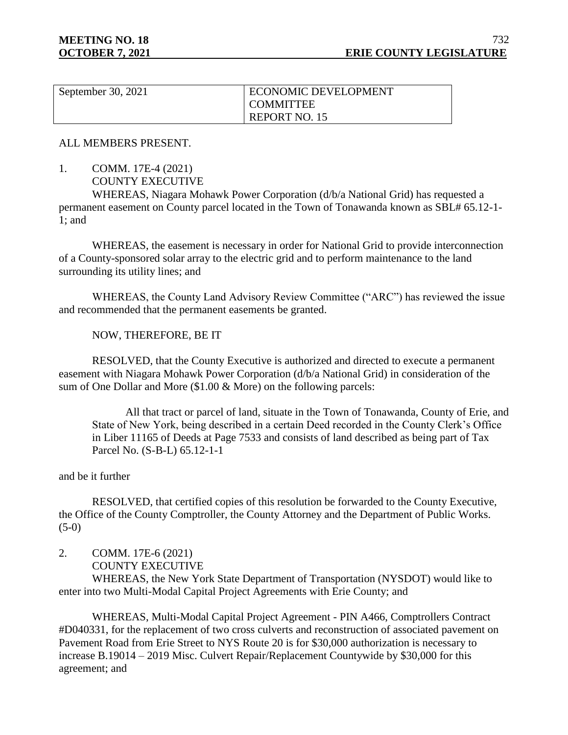| September 30, 2021 | ECONOMIC DEVELOPMENT COMMITTEE REPORT NO. 15 |
|---|---|

ALL MEMBERS PRESENT.

1. COMM. 17E-4 (2021)
   COUNTY EXECUTIVE

WHEREAS, Niagara Mohawk Power Corporation (d/b/a National Grid) has requested a permanent easement on County parcel located in the Town of Tonawanda known as SBL# 65.12-1-1; and

WHEREAS, the easement is necessary in order for National Grid to provide interconnection of a County-sponsored solar array to the electric grid and to perform maintenance to the land surrounding its utility lines; and

WHEREAS, the County Land Advisory Review Committee ("ARC") has reviewed the issue and recommended that the permanent easements be granted.

NOW, THEREFORE, BE IT

RESOLVED, that the County Executive is authorized and directed to execute a permanent easement with Niagara Mohawk Power Corporation (d/b/a National Grid) in consideration of the sum of One Dollar and More ($1.00 & More) on the following parcels:

> All that tract or parcel of land, situate in the Town of Tonawanda, County of Erie, and State of New York, being described in a certain Deed recorded in the County Clerk's Office in Liber 11165 of Deeds at Page 7533 and consists of land described as being part of Tax Parcel No. (S-B-L) 65.12-1-1

and be it further

RESOLVED, that certified copies of this resolution be forwarded to the County Executive, the Office of the County Comptroller, the County Attorney and the Department of Public Works. (5-0)

2. COMM. 17E-6 (2021)
   COUNTY EXECUTIVE

WHEREAS, the New York State Department of Transportation (NYSDOT) would like to enter into two Multi-Modal Capital Project Agreements with Erie County; and

WHEREAS, Multi-Modal Capital Project Agreement - PIN A466, Comptrollers Contract #D040331, for the replacement of two cross culverts and reconstruction of associated pavement on Pavement Road from Erie Street to NYS Route 20 is for $30,000 authorization is necessary to increase B.19014 – 2019 Misc. Culvert Repair/Replacement Countywide by $30,000 for this agreement; and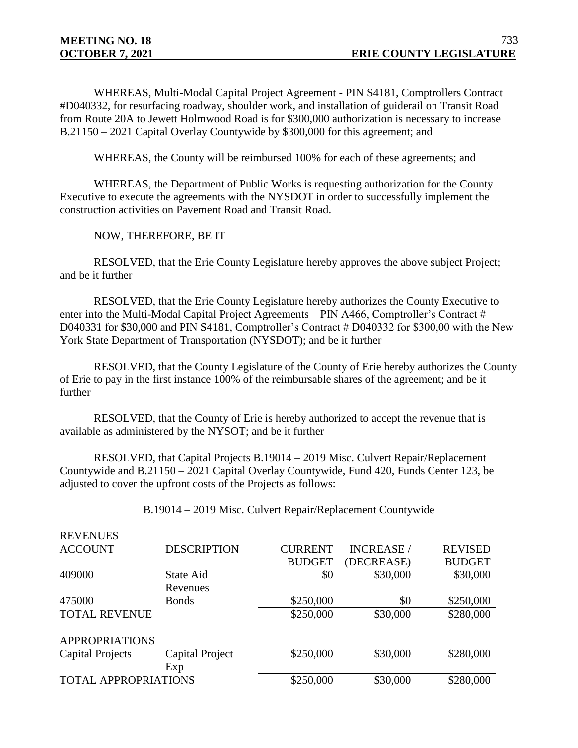WHEREAS, Multi-Modal Capital Project Agreement - PIN S4181, Comptrollers Contract #D040332, for resurfacing roadway, shoulder work, and installation of guiderail on Transit Road from Route 20A to Jewett Holmwood Road is for $300,000 authorization is necessary to increase B.21150 – 2021 Capital Overlay Countywide by $300,000 for this agreement; and

WHEREAS, the County will be reimbursed 100% for each of these agreements; and

WHEREAS, the Department of Public Works is requesting authorization for the County Executive to execute the agreements with the NYSDOT in order to successfully implement the construction activities on Pavement Road and Transit Road.

NOW, THEREFORE, BE IT

RESOLVED, that the Erie County Legislature hereby approves the above subject Project; and be it further

RESOLVED, that the Erie County Legislature hereby authorizes the County Executive to enter into the Multi-Modal Capital Project Agreements – PIN A466, Comptroller's Contract # D040331 for $30,000 and PIN S4181, Comptroller's Contract # D040332 for $300,00 with the New York State Department of Transportation (NYSDOT); and be it further

RESOLVED, that the County Legislature of the County of Erie hereby authorizes the County of Erie to pay in the first instance 100% of the reimbursable shares of the agreement; and be it further

RESOLVED, that the County of Erie is hereby authorized to accept the revenue that is available as administered by the NYSOT; and be it further

RESOLVED, that Capital Projects B.19014 – 2019 Misc. Culvert Repair/Replacement Countywide and B.21150 – 2021 Capital Overlay Countywide, Fund 420, Funds Center 123, be adjusted to cover the upfront costs of the Projects as follows:

B.19014 – 2019 Misc. Culvert Repair/Replacement Countywide

| REVENUES ACCOUNT | DESCRIPTION | CURRENT BUDGET | INCREASE / (DECREASE) | REVISED BUDGET |
|---|---|---|---|---|
| 409000 | State Aid Revenues | $0 | $30,000 | $30,000 |
| 475000 | Bonds | $250,000 | $0 | $250,000 |
| TOTAL REVENUE | | $250,000 | $30,000 | $280,000 |
| APPROPRIATIONS | | | | |
| Capital Projects | Capital Project Exp | $250,000 | $30,000 | $280,000 |
| TOTAL APPROPRIATIONS | | $250,000 | $30,000 | $280,000 |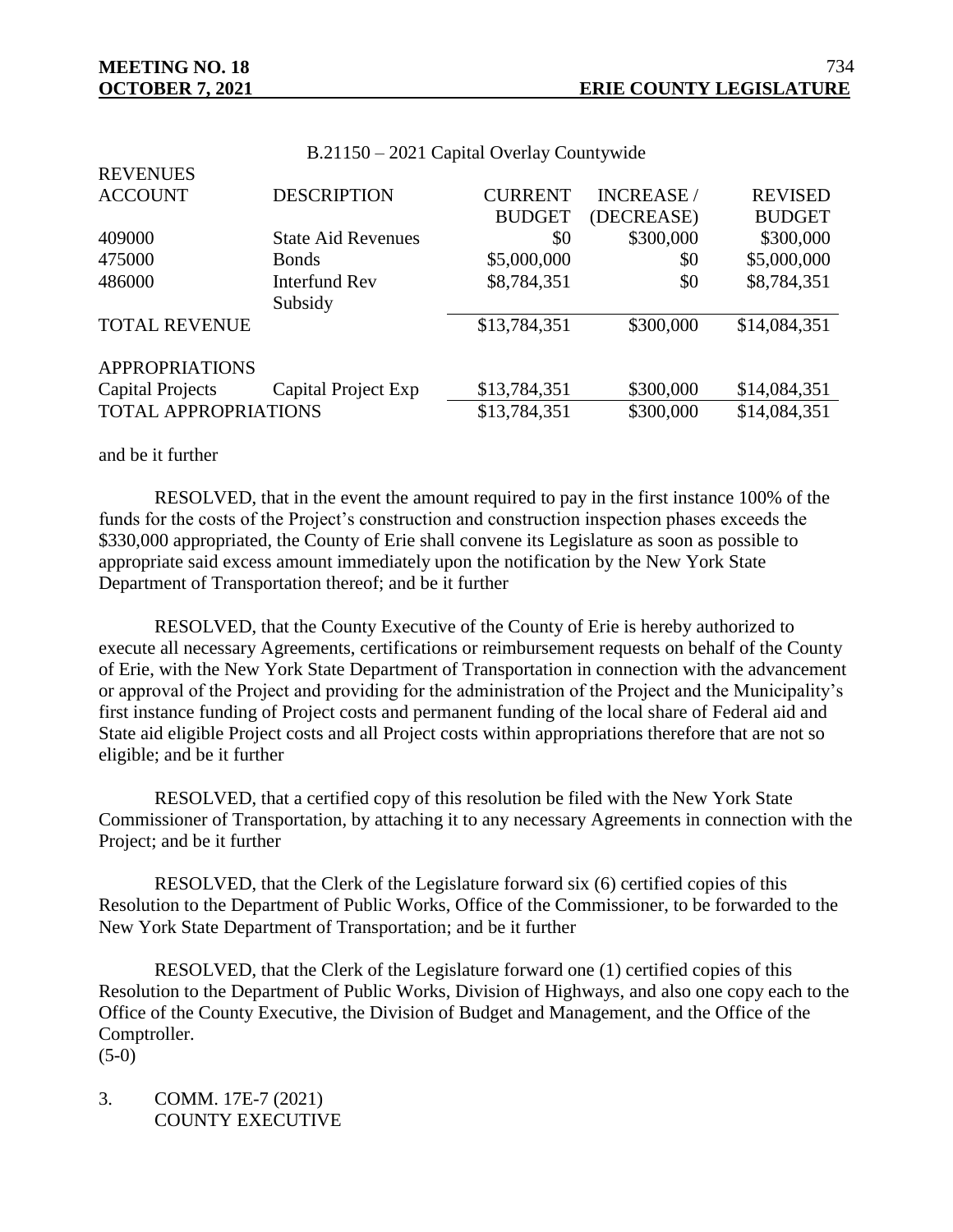B.21150 – 2021 Capital Overlay Countywide

| REVENUES | | | | |
|---|---|---|---|---|
| ACCOUNT | DESCRIPTION | CURRENT BUDGET | INCREASE / (DECREASE) | REVISED BUDGET |
| 409000 | State Aid Revenues | $0 | $300,000 | $300,000 |
| 475000 | Bonds | $5,000,000 | $0 | $5,000,000 |
| 486000 | Interfund Rev Subsidy | $8,784,351 | $0 | $8,784,351 |
| TOTAL REVENUE | | $13,784,351 | $300,000 | $14,084,351 |
| | | | | |
| APPROPRIATIONS | | | | |
| Capital Projects | Capital Project Exp | $13,784,351 | $300,000 | $14,084,351 |
| TOTAL APPROPRIATIONS | | $13,784,351 | $300,000 | $14,084,351 |

and be it further

RESOLVED, that in the event the amount required to pay in the first instance 100% of the funds for the costs of the Project's construction and construction inspection phases exceeds the $330,000 appropriated, the County of Erie shall convene its Legislature as soon as possible to appropriate said excess amount immediately upon the notification by the New York State Department of Transportation thereof; and be it further

RESOLVED, that the County Executive of the County of Erie is hereby authorized to execute all necessary Agreements, certifications or reimbursement requests on behalf of the County of Erie, with the New York State Department of Transportation in connection with the advancement or approval of the Project and providing for the administration of the Project and the Municipality's first instance funding of Project costs and permanent funding of the local share of Federal aid and State aid eligible Project costs and all Project costs within appropriations therefore that are not so eligible; and be it further

RESOLVED, that a certified copy of this resolution be filed with the New York State Commissioner of Transportation, by attaching it to any necessary Agreements in connection with the Project; and be it further

RESOLVED, that the Clerk of the Legislature forward six (6) certified copies of this Resolution to the Department of Public Works, Office of the Commissioner, to be forwarded to the New York State Department of Transportation; and be it further

RESOLVED, that the Clerk of the Legislature forward one (1) certified copies of this Resolution to the Department of Public Works, Division of Highways, and also one copy each to the Office of the County Executive, the Division of Budget and Management, and the Office of the Comptroller.
(5-0)

3. COMM. 17E-7 (2021)
   COUNTY EXECUTIVE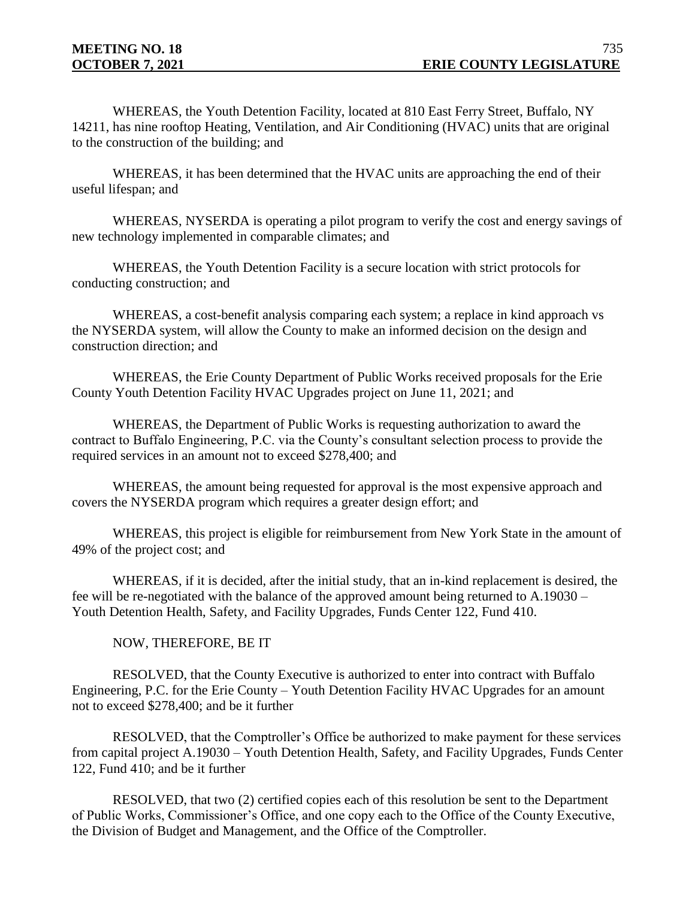WHEREAS, the Youth Detention Facility, located at 810 East Ferry Street, Buffalo, NY 14211, has nine rooftop Heating, Ventilation, and Air Conditioning (HVAC) units that are original to the construction of the building; and

WHEREAS, it has been determined that the HVAC units are approaching the end of their useful lifespan; and

WHEREAS, NYSERDA is operating a pilot program to verify the cost and energy savings of new technology implemented in comparable climates; and

WHEREAS, the Youth Detention Facility is a secure location with strict protocols for conducting construction; and

WHEREAS, a cost-benefit analysis comparing each system; a replace in kind approach vs the NYSERDA system, will allow the County to make an informed decision on the design and construction direction; and

WHEREAS, the Erie County Department of Public Works received proposals for the Erie County Youth Detention Facility HVAC Upgrades project on June 11, 2021; and

WHEREAS, the Department of Public Works is requesting authorization to award the contract to Buffalo Engineering, P.C. via the County's consultant selection process to provide the required services in an amount not to exceed $278,400; and

WHEREAS, the amount being requested for approval is the most expensive approach and covers the NYSERDA program which requires a greater design effort; and

WHEREAS, this project is eligible for reimbursement from New York State in the amount of 49% of the project cost; and

WHEREAS, if it is decided, after the initial study, that an in-kind replacement is desired, the fee will be re-negotiated with the balance of the approved amount being returned to A.19030 – Youth Detention Health, Safety, and Facility Upgrades, Funds Center 122, Fund 410.

NOW, THEREFORE, BE IT

RESOLVED, that the County Executive is authorized to enter into contract with Buffalo Engineering, P.C. for the Erie County – Youth Detention Facility HVAC Upgrades for an amount not to exceed $278,400; and be it further

RESOLVED, that the Comptroller's Office be authorized to make payment for these services from capital project A.19030 – Youth Detention Health, Safety, and Facility Upgrades, Funds Center 122, Fund 410; and be it further

RESOLVED, that two (2) certified copies each of this resolution be sent to the Department of Public Works, Commissioner's Office, and one copy each to the Office of the County Executive, the Division of Budget and Management, and the Office of the Comptroller.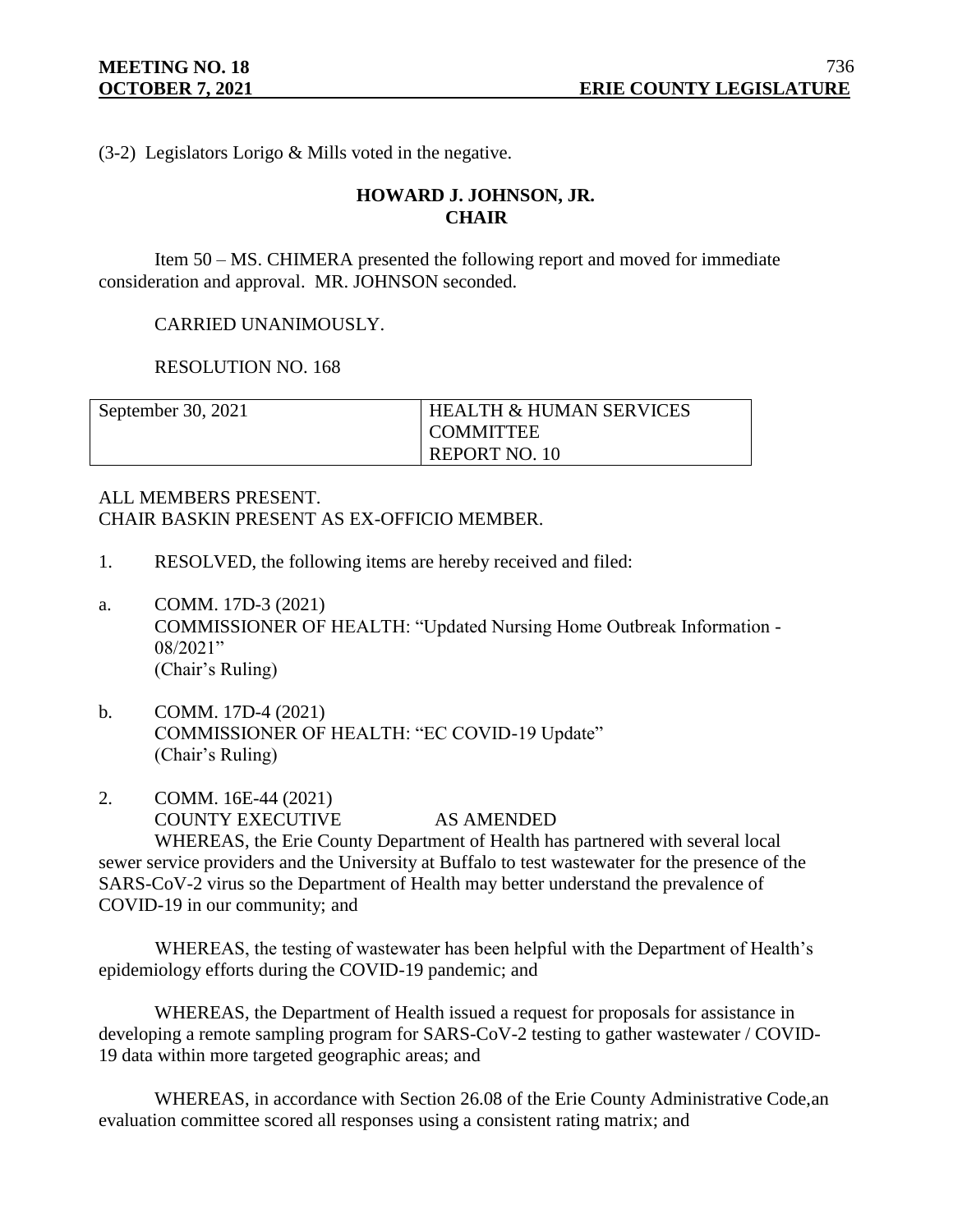(3-2) Legislators Lorigo & Mills voted in the negative.

**HOWARD J. JOHNSON, JR.**
**CHAIR**

Item 50 – MS. CHIMERA presented the following report and moved for immediate consideration and approval. MR. JOHNSON seconded.

CARRIED UNANIMOUSLY.

RESOLUTION NO. 168

| September 30, 2021 | HEALTH & HUMAN SERVICES COMMITTEE REPORT NO. 10 |
|---|---|

ALL MEMBERS PRESENT.
CHAIR BASKIN PRESENT AS EX-OFFICIO MEMBER.

1. RESOLVED, the following items are hereby received and filed:

a. COMM. 17D-3 (2021)
COMMISSIONER OF HEALTH: "Updated Nursing Home Outbreak Information - 08/2021"
(Chair's Ruling)

b. COMM. 17D-4 (2021)
COMMISSIONER OF HEALTH: "EC COVID-19 Update"
(Chair's Ruling)

2. COMM. 16E-44 (2021)
COUNTY EXECUTIVE AS AMENDED

WHEREAS, the Erie County Department of Health has partnered with several local sewer service providers and the University at Buffalo to test wastewater for the presence of the SARS-CoV-2 virus so the Department of Health may better understand the prevalence of COVID-19 in our community; and

WHEREAS, the testing of wastewater has been helpful with the Department of Health's epidemiology efforts during the COVID-19 pandemic; and

WHEREAS, the Department of Health issued a request for proposals for assistance in developing a remote sampling program for SARS-CoV-2 testing to gather wastewater / COVID-19 data within more targeted geographic areas; and

WHEREAS, in accordance with Section 26.08 of the Erie County Administrative Code,an evaluation committee scored all responses using a consistent rating matrix; and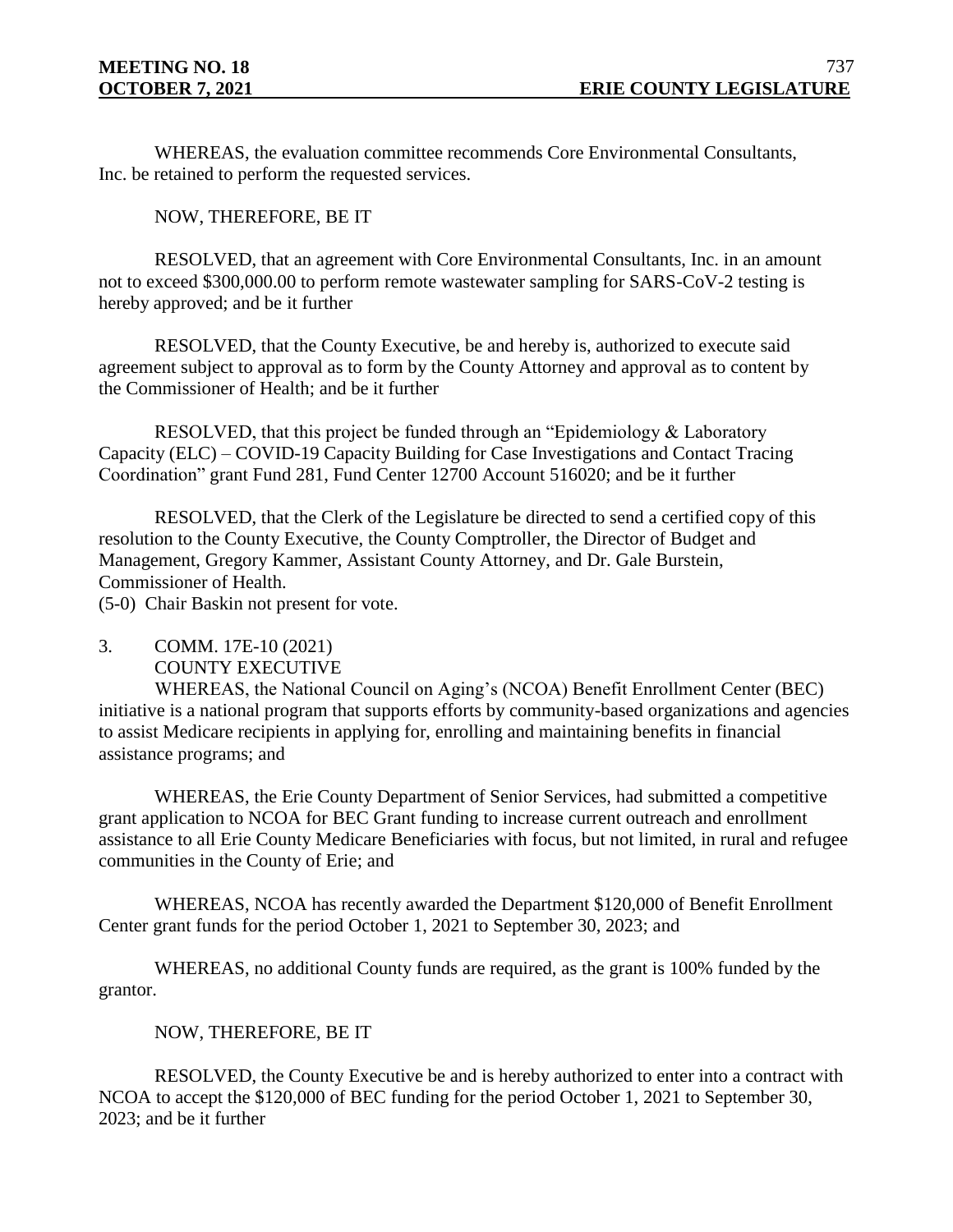WHEREAS, the evaluation committee recommends Core Environmental Consultants, Inc. be retained to perform the requested services.

NOW, THEREFORE, BE IT

RESOLVED, that an agreement with Core Environmental Consultants, Inc. in an amount not to exceed $300,000.00 to perform remote wastewater sampling for SARS-CoV-2 testing is hereby approved; and be it further

RESOLVED, that the County Executive, be and hereby is, authorized to execute said agreement subject to approval as to form by the County Attorney and approval as to content by the Commissioner of Health; and be it further

RESOLVED, that this project be funded through an "Epidemiology & Laboratory Capacity (ELC) – COVID-19 Capacity Building for Case Investigations and Contact Tracing Coordination" grant Fund 281, Fund Center 12700 Account 516020; and be it further

RESOLVED, that the Clerk of the Legislature be directed to send a certified copy of this resolution to the County Executive, the County Comptroller, the Director of Budget and Management, Gregory Kammer, Assistant County Attorney, and Dr. Gale Burstein, Commissioner of Health.

(5-0) Chair Baskin not present for vote.

3. COMM. 17E-10 (2021)
COUNTY EXECUTIVE

WHEREAS, the National Council on Aging's (NCOA) Benefit Enrollment Center (BEC) initiative is a national program that supports efforts by community-based organizations and agencies to assist Medicare recipients in applying for, enrolling and maintaining benefits in financial assistance programs; and

WHEREAS, the Erie County Department of Senior Services, had submitted a competitive grant application to NCOA for BEC Grant funding to increase current outreach and enrollment assistance to all Erie County Medicare Beneficiaries with focus, but not limited, in rural and refugee communities in the County of Erie; and

WHEREAS, NCOA has recently awarded the Department $120,000 of Benefit Enrollment Center grant funds for the period October 1, 2021 to September 30, 2023; and

WHEREAS, no additional County funds are required, as the grant is 100% funded by the grantor.

NOW, THEREFORE, BE IT

RESOLVED, the County Executive be and is hereby authorized to enter into a contract with NCOA to accept the $120,000 of BEC funding for the period October 1, 2021 to September 30, 2023; and be it further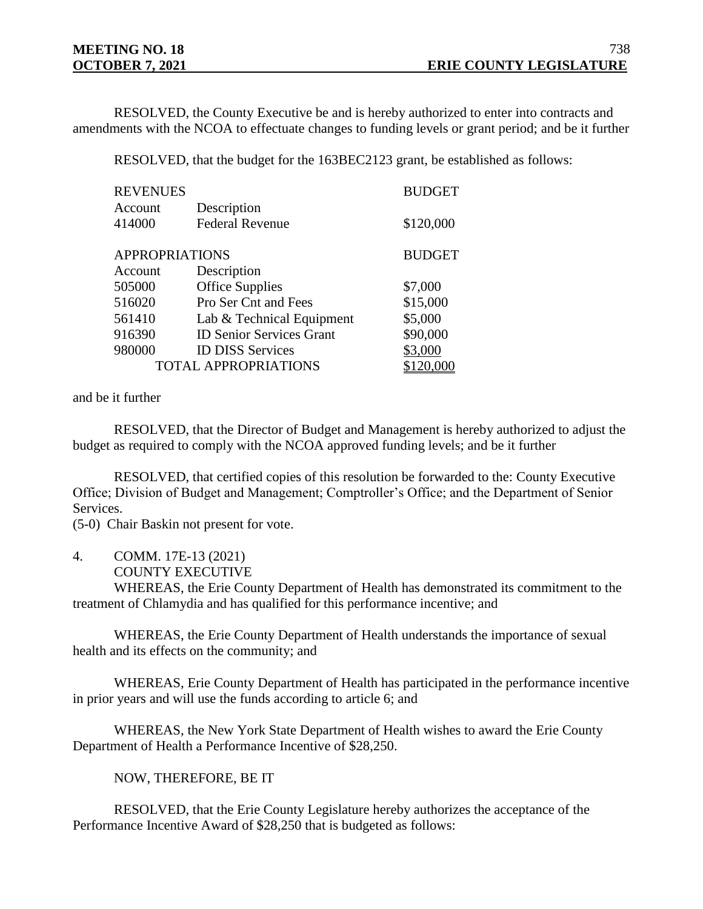RESOLVED, the County Executive be and is hereby authorized to enter into contracts and amendments with the NCOA to effectuate changes to funding levels or grant period; and be it further

RESOLVED, that the budget for the 163BEC2123 grant, be established as follows:

| REVENUES | | BUDGET |
|---|---|---|
| Account | Description | |
| 414000 | Federal Revenue | $120,000 |

| APPROPRIATIONS | | BUDGET |
|---|---|---|
| Account | Description | |
| 505000 | Office Supplies | $7,000 |
| 516020 | Pro Ser Cnt and Fees | $15,000 |
| 561410 | Lab & Technical Equipment | $5,000 |
| 916390 | ID Senior Services Grant | $90,000 |
| 980000 | ID DISS Services | $3,000 |
| | TOTAL APPROPRIATIONS | $120,000 |

and be it further

RESOLVED, that the Director of Budget and Management is hereby authorized to adjust the budget as required to comply with the NCOA approved funding levels; and be it further

RESOLVED, that certified copies of this resolution be forwarded to the: County Executive Office; Division of Budget and Management; Comptroller's Office; and the Department of Senior Services.

(5-0) Chair Baskin not present for vote.

4. COMM. 17E-13 (2021)
   COUNTY EXECUTIVE

WHEREAS, the Erie County Department of Health has demonstrated its commitment to the treatment of Chlamydia and has qualified for this performance incentive; and

WHEREAS, the Erie County Department of Health understands the importance of sexual health and its effects on the community; and

WHEREAS, Erie County Department of Health has participated in the performance incentive in prior years and will use the funds according to article 6; and

WHEREAS, the New York State Department of Health wishes to award the Erie County Department of Health a Performance Incentive of $28,250.

NOW, THEREFORE, BE IT

RESOLVED, that the Erie County Legislature hereby authorizes the acceptance of the Performance Incentive Award of $28,250 that is budgeted as follows: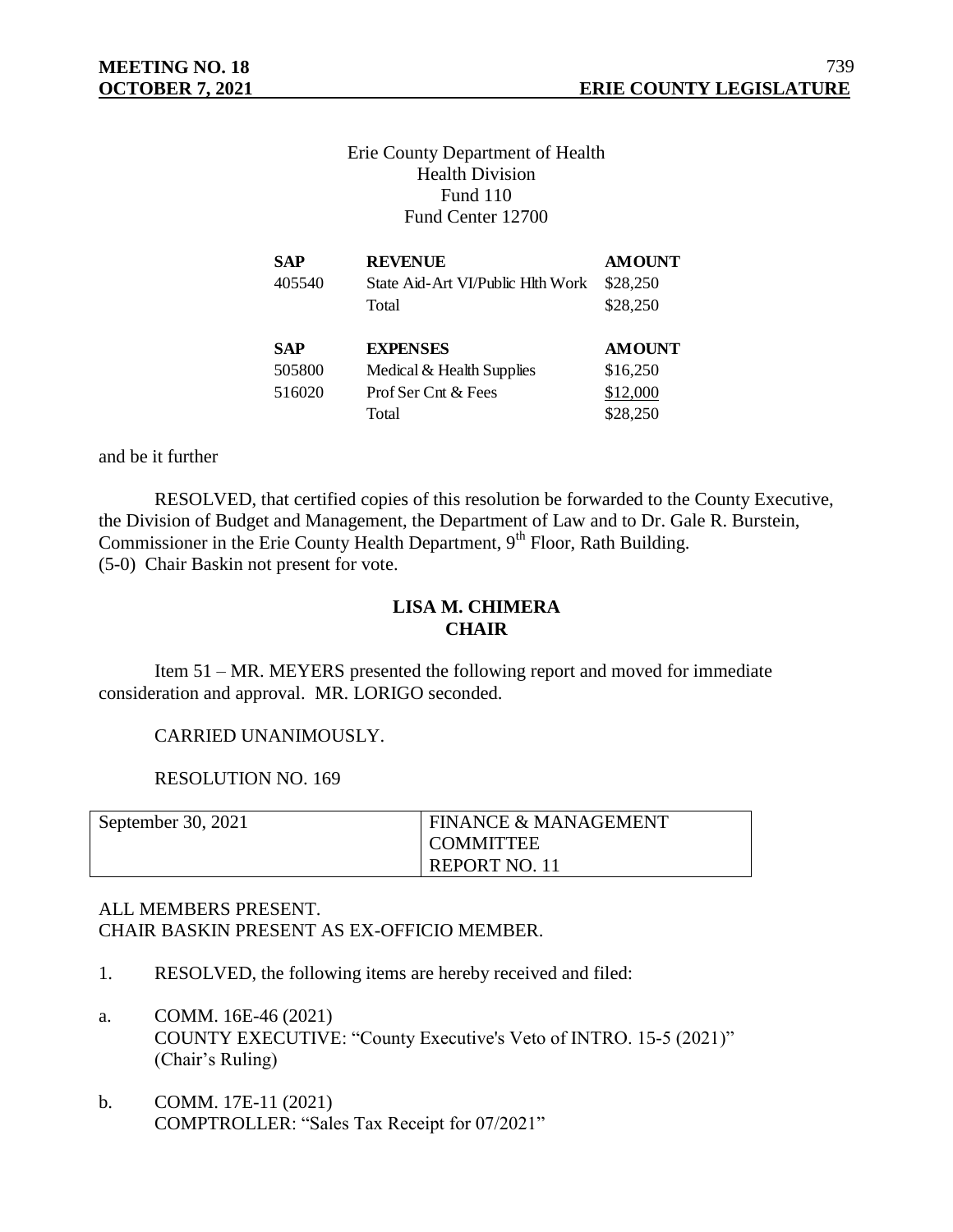Erie County Department of Health
Health Division
Fund 110
Fund Center 12700

| SAP | REVENUE | AMOUNT |
|---|---|---|
| 405540 | State Aid-Art VI/Public Hlth Work | $28,250 |
| | Total | $28,250 |

| SAP | EXPENSES | AMOUNT |
|---|---|---|
| 505800 | Medical & Health Supplies | $16,250 |
| 516020 | Prof Ser Cnt & Fees | $12,000 |
| | Total | $28,250 |

and be it further

RESOLVED, that certified copies of this resolution be forwarded to the County Executive, the Division of Budget and Management, the Department of Law and to Dr. Gale R. Burstein, Commissioner in the Erie County Health Department, 9th Floor, Rath Building.
(5-0) Chair Baskin not present for vote.

**LISA M. CHIMERA**
**CHAIR**

Item 51 – MR. MEYERS presented the following report and moved for immediate consideration and approval. MR. LORIGO seconded.

CARRIED UNANIMOUSLY.

RESOLUTION NO. 169

| September 30, 2021 | FINANCE & MANAGEMENT COMMITTEE REPORT NO. 11 |
|---|---|

ALL MEMBERS PRESENT.
CHAIR BASKIN PRESENT AS EX-OFFICIO MEMBER.

1. RESOLVED, the following items are hereby received and filed:

a. COMM. 16E-46 (2021)
COUNTY EXECUTIVE: "County Executive's Veto of INTRO. 15-5 (2021)" (Chair's Ruling)

b. COMM. 17E-11 (2021)
COMPTROLLER: "Sales Tax Receipt for 07/2021"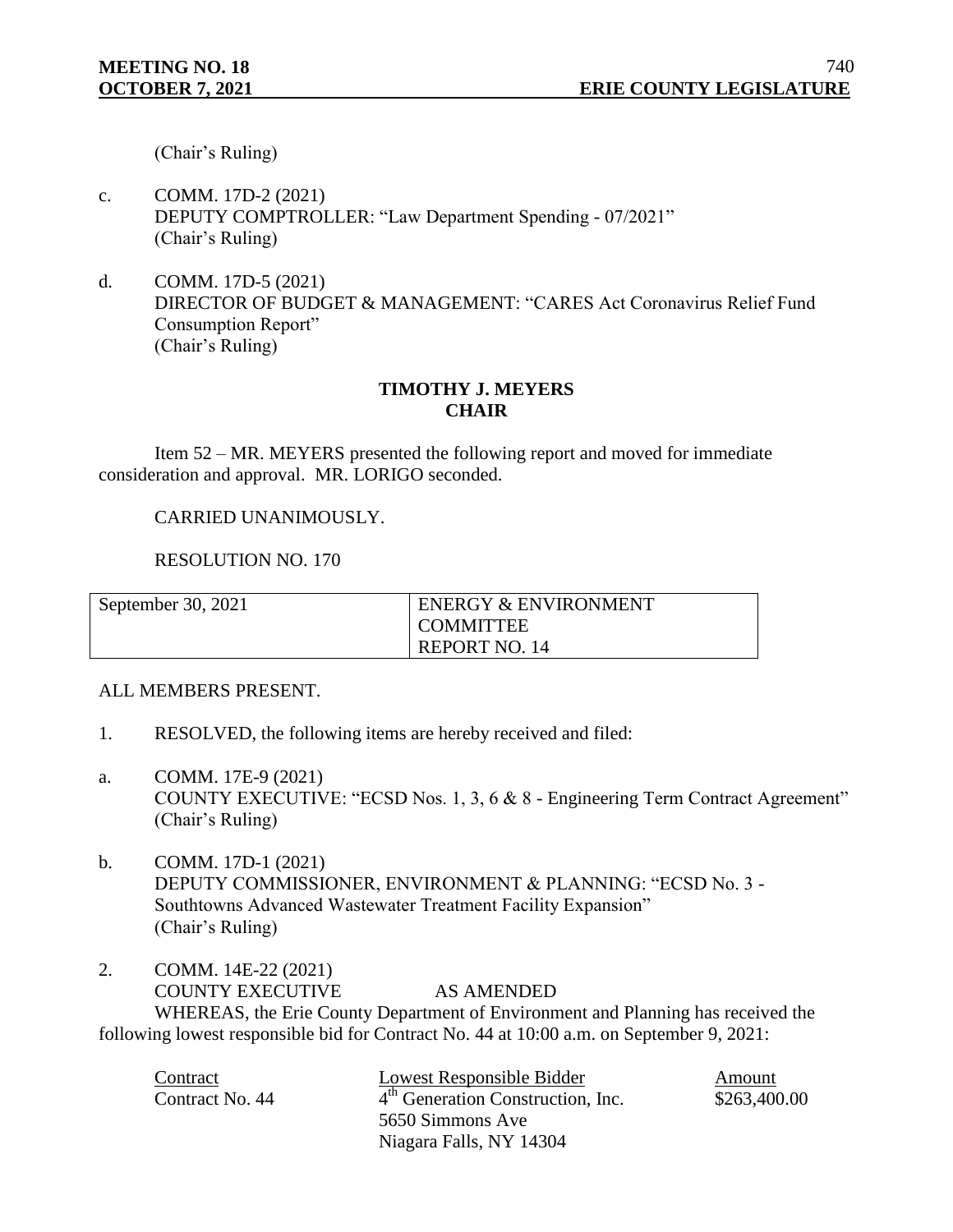(Chair's Ruling)

c. COMM. 17D-2 (2021)
DEPUTY COMPTROLLER: "Law Department Spending - 07/2021"
(Chair's Ruling)

d. COMM. 17D-5 (2021)
DIRECTOR OF BUDGET & MANAGEMENT: "CARES Act Coronavirus Relief Fund Consumption Report"
(Chair's Ruling)

**TIMOTHY J. MEYERS**
**CHAIR**

Item 52 – MR. MEYERS presented the following report and moved for immediate consideration and approval. MR. LORIGO seconded.

CARRIED UNANIMOUSLY.

RESOLUTION NO. 170

| September 30, 2021 | ENERGY & ENVIRONMENT COMMITTEE REPORT NO. 14 |
|---|---|

ALL MEMBERS PRESENT.

1. RESOLVED, the following items are hereby received and filed:

a. COMM. 17E-9 (2021)
COUNTY EXECUTIVE: "ECSD Nos. 1, 3, 6 & 8 - Engineering Term Contract Agreement"
(Chair's Ruling)

b. COMM. 17D-1 (2021)
DEPUTY COMMISSIONER, ENVIRONMENT & PLANNING: "ECSD No. 3 - Southtowns Advanced Wastewater Treatment Facility Expansion"
(Chair's Ruling)

2. COMM. 14E-22 (2021)
COUNTY EXECUTIVE AS AMENDED

WHEREAS, the Erie County Department of Environment and Planning has received the following lowest responsible bid for Contract No. 44 at 10:00 a.m. on September 9, 2021:

| Contract | Lowest Responsible Bidder | Amount |
|---|---|---|
| Contract No. 44 | 4th Generation Construction, Inc. 5650 Simmons Ave Niagara Falls, NY 14304 | $263,400.00 |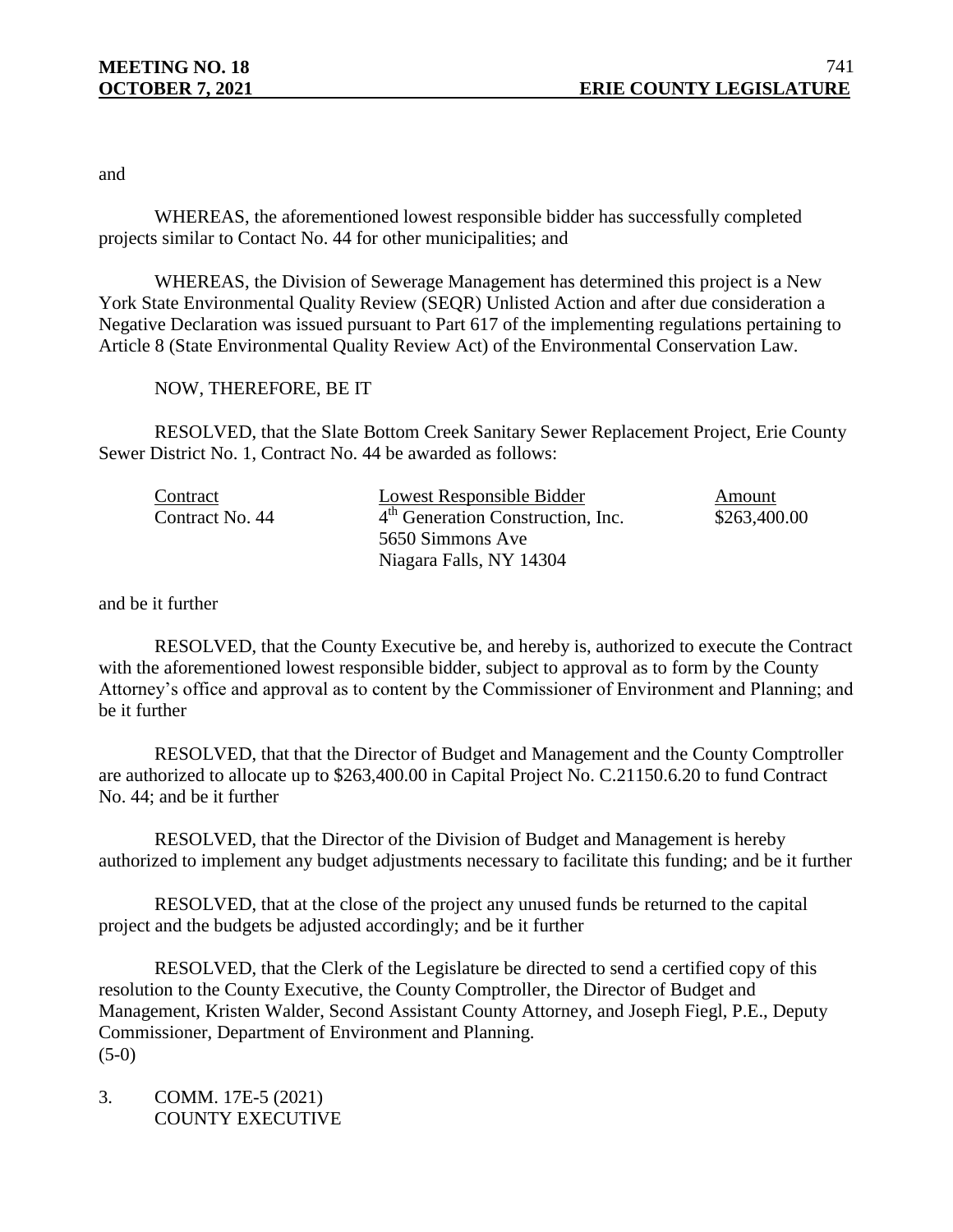and

WHEREAS, the aforementioned lowest responsible bidder has successfully completed projects similar to Contact No. 44 for other municipalities; and

WHEREAS, the Division of Sewerage Management has determined this project is a New York State Environmental Quality Review (SEQR) Unlisted Action and after due consideration a Negative Declaration was issued pursuant to Part 617 of the implementing regulations pertaining to Article 8 (State Environmental Quality Review Act) of the Environmental Conservation Law.

NOW, THEREFORE, BE IT

RESOLVED, that the Slate Bottom Creek Sanitary Sewer Replacement Project, Erie County Sewer District No. 1, Contract No. 44 be awarded as follows:

| Contract | Lowest Responsible Bidder | Amount |
|---|---|---|
| Contract No. 44 | 4th Generation Construction, Inc.<br>5650 Simmons Ave<br>Niagara Falls, NY 14304 | $263,400.00 |

and be it further

RESOLVED, that the County Executive be, and hereby is, authorized to execute the Contract with the aforementioned lowest responsible bidder, subject to approval as to form by the County Attorney's office and approval as to content by the Commissioner of Environment and Planning; and be it further

RESOLVED, that that the Director of Budget and Management and the County Comptroller are authorized to allocate up to $263,400.00 in Capital Project No. C.21150.6.20 to fund Contract No. 44; and be it further

RESOLVED, that the Director of the Division of Budget and Management is hereby authorized to implement any budget adjustments necessary to facilitate this funding; and be it further

RESOLVED, that at the close of the project any unused funds be returned to the capital project and the budgets be adjusted accordingly; and be it further

RESOLVED, that the Clerk of the Legislature be directed to send a certified copy of this resolution to the County Executive, the County Comptroller, the Director of Budget and Management, Kristen Walder, Second Assistant County Attorney, and Joseph Fiegl, P.E., Deputy Commissioner, Department of Environment and Planning.
(5-0)

3. COMM. 17E-5 (2021)
   COUNTY EXECUTIVE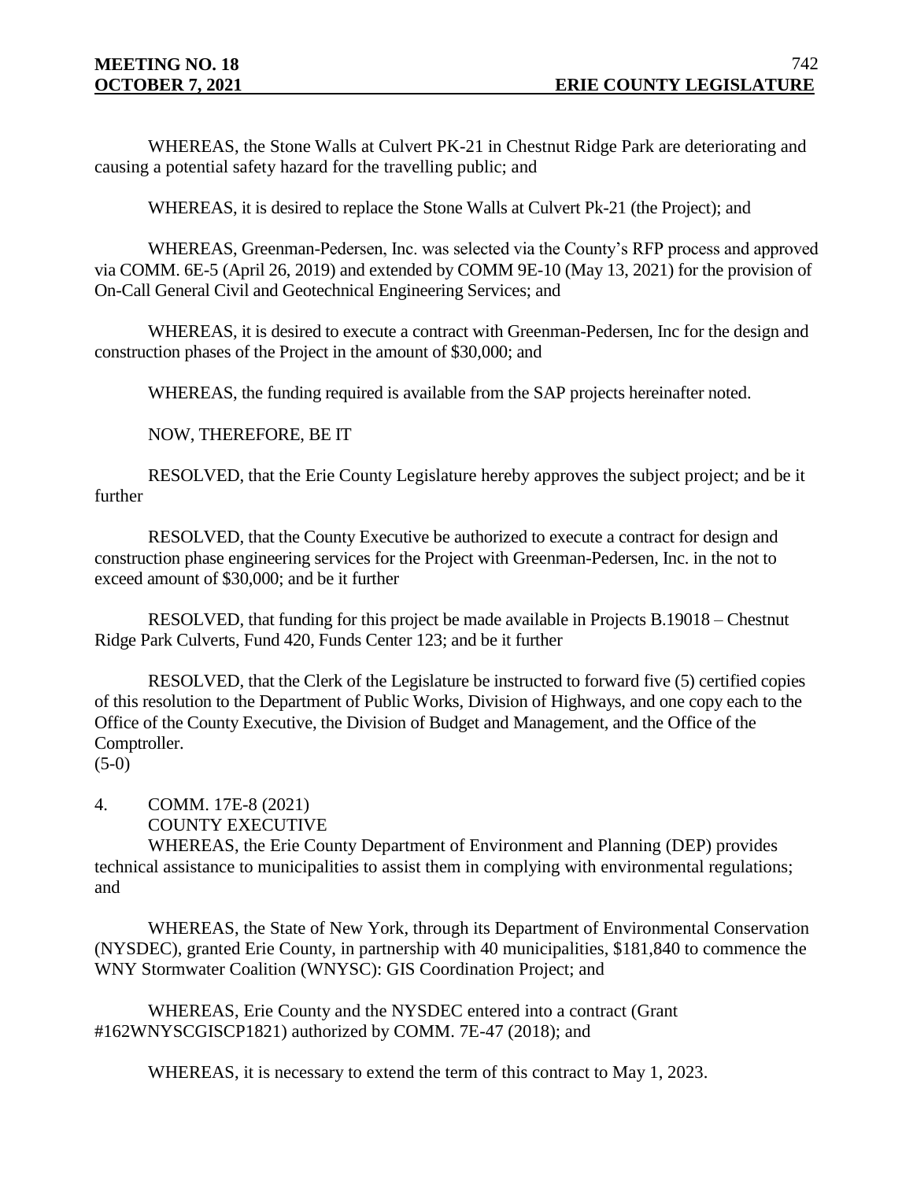WHEREAS, the Stone Walls at Culvert PK-21 in Chestnut Ridge Park are deteriorating and causing a potential safety hazard for the travelling public; and

WHEREAS, it is desired to replace the Stone Walls at Culvert Pk-21 (the Project); and

WHEREAS, Greenman-Pedersen, Inc. was selected via the County's RFP process and approved via COMM. 6E-5 (April 26, 2019) and extended by COMM 9E-10 (May 13, 2021) for the provision of On-Call General Civil and Geotechnical Engineering Services; and

WHEREAS, it is desired to execute a contract with Greenman-Pedersen, Inc for the design and construction phases of the Project in the amount of $30,000; and

WHEREAS, the funding required is available from the SAP projects hereinafter noted.

NOW, THEREFORE, BE IT

RESOLVED, that the Erie County Legislature hereby approves the subject project; and be it further

RESOLVED, that the County Executive be authorized to execute a contract for design and construction phase engineering services for the Project with Greenman-Pedersen, Inc. in the not to exceed amount of $30,000; and be it further

RESOLVED, that funding for this project be made available in Projects B.19018 – Chestnut Ridge Park Culverts, Fund 420, Funds Center 123; and be it further

RESOLVED, that the Clerk of the Legislature be instructed to forward five (5) certified copies of this resolution to the Department of Public Works, Division of Highways, and one copy each to the Office of the County Executive, the Division of Budget and Management, and the Office of the Comptroller.
(5-0)

4. COMM. 17E-8 (2021)
COUNTY EXECUTIVE

WHEREAS, the Erie County Department of Environment and Planning (DEP) provides technical assistance to municipalities to assist them in complying with environmental regulations; and

WHEREAS, the State of New York, through its Department of Environmental Conservation (NYSDEC), granted Erie County, in partnership with 40 municipalities, $181,840 to commence the WNY Stormwater Coalition (WNYSC): GIS Coordination Project; and

WHEREAS, Erie County and the NYSDEC entered into a contract (Grant #162WNYSCGISCP1821) authorized by COMM. 7E-47 (2018); and

WHEREAS, it is necessary to extend the term of this contract to May 1, 2023.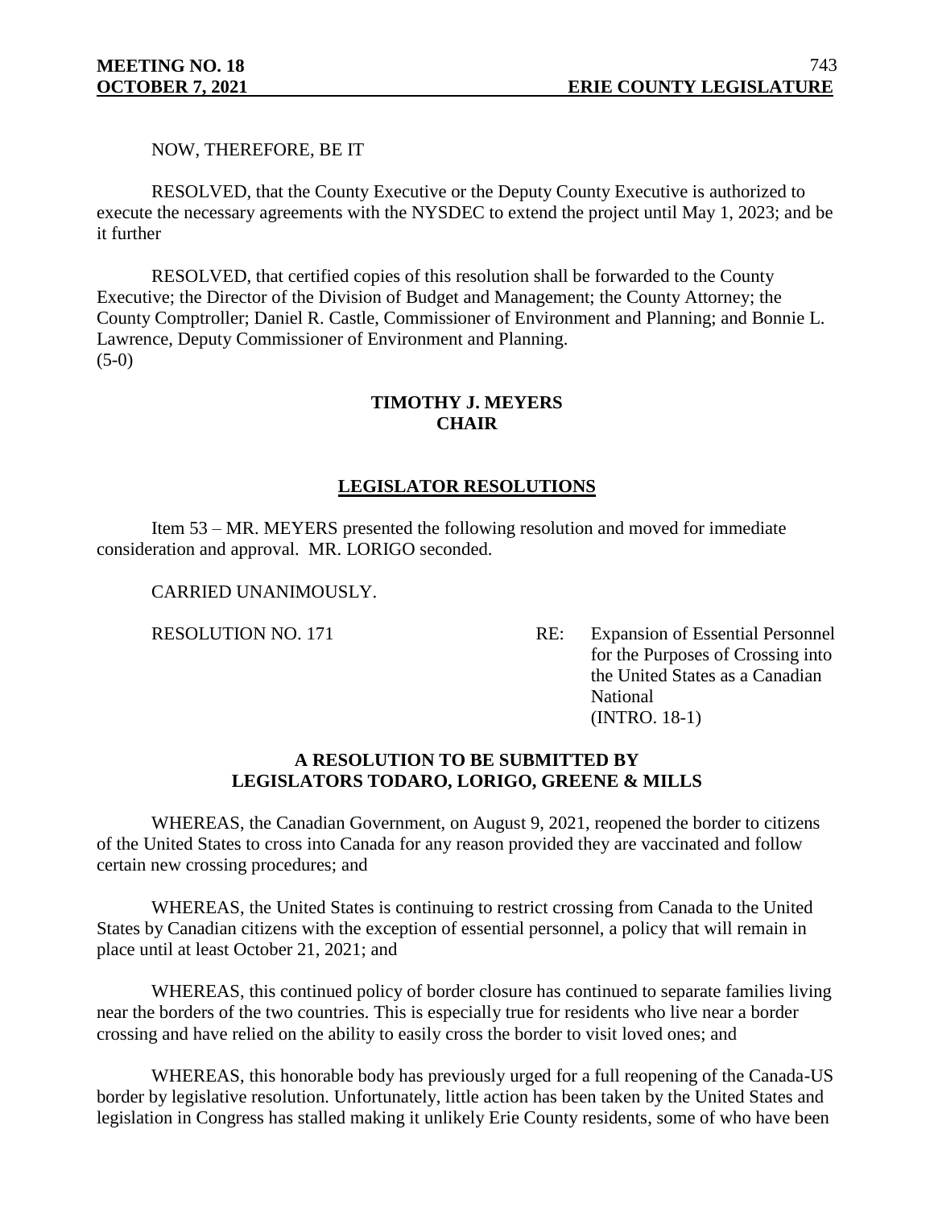NOW, THEREFORE, BE IT

RESOLVED, that the County Executive or the Deputy County Executive is authorized to execute the necessary agreements with the NYSDEC to extend the project until May 1, 2023; and be it further

RESOLVED, that certified copies of this resolution shall be forwarded to the County Executive; the Director of the Division of Budget and Management; the County Attorney; the County Comptroller; Daniel R. Castle, Commissioner of Environment and Planning; and Bonnie L. Lawrence, Deputy Commissioner of Environment and Planning.
(5-0)

**TIMOTHY J. MEYERS**
**CHAIR**

## LEGISLATOR RESOLUTIONS

Item 53 – MR. MEYERS presented the following resolution and moved for immediate consideration and approval. MR. LORIGO seconded.

CARRIED UNANIMOUSLY.

RESOLUTION NO. 171 — RE: Expansion of Essential Personnel for the Purposes of Crossing into the United States as a Canadian National (INTRO. 18-1)

**A RESOLUTION TO BE SUBMITTED BY LEGISLATORS TODARO, LORIGO, GREENE & MILLS**

WHEREAS, the Canadian Government, on August 9, 2021, reopened the border to citizens of the United States to cross into Canada for any reason provided they are vaccinated and follow certain new crossing procedures; and

WHEREAS, the United States is continuing to restrict crossing from Canada to the United States by Canadian citizens with the exception of essential personnel, a policy that will remain in place until at least October 21, 2021; and

WHEREAS, this continued policy of border closure has continued to separate families living near the borders of the two countries. This is especially true for residents who live near a border crossing and have relied on the ability to easily cross the border to visit loved ones; and

WHEREAS, this honorable body has previously urged for a full reopening of the Canada-US border by legislative resolution. Unfortunately, little action has been taken by the United States and legislation in Congress has stalled making it unlikely Erie County residents, some of who have been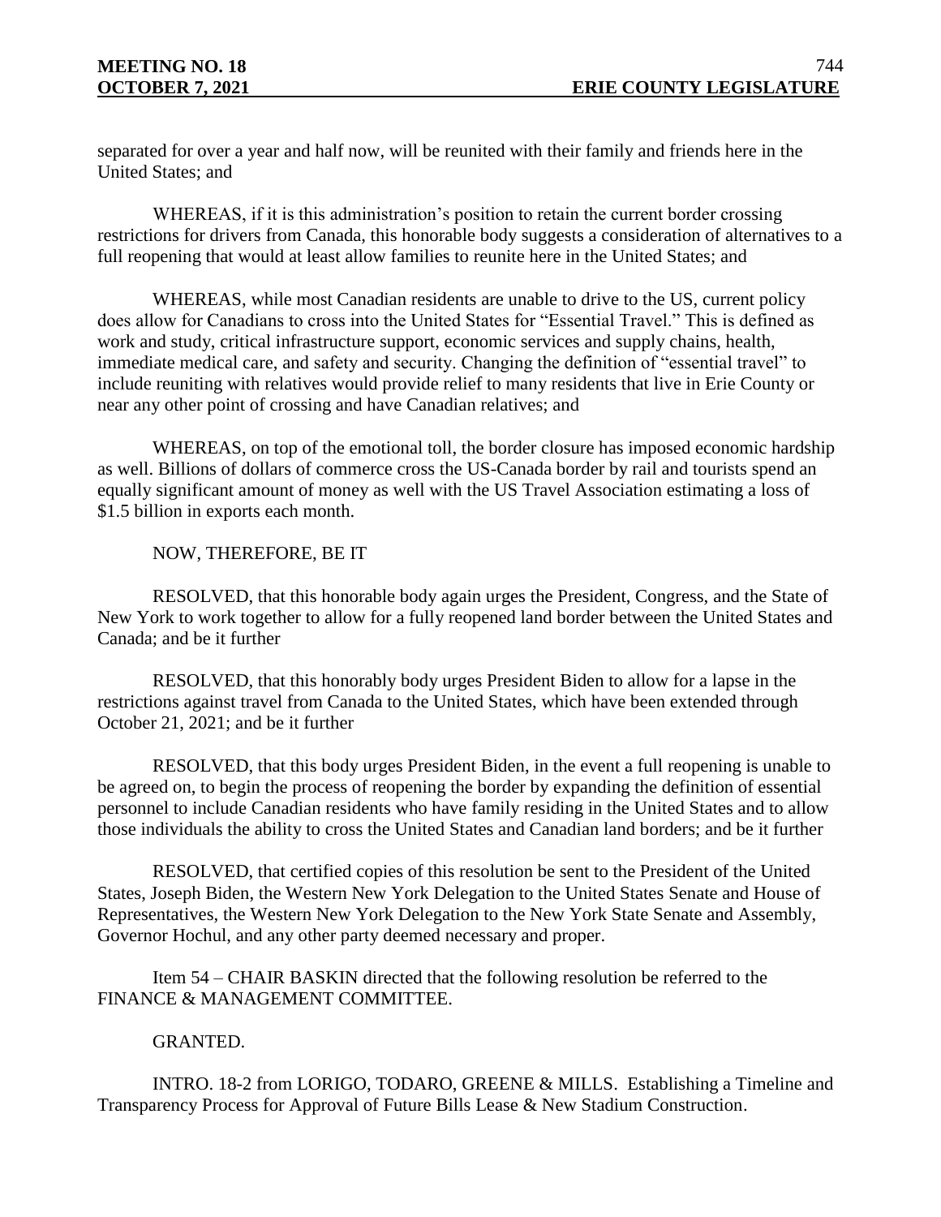separated for over a year and half now, will be reunited with their family and friends here in the United States; and

WHEREAS, if it is this administration's position to retain the current border crossing restrictions for drivers from Canada, this honorable body suggests a consideration of alternatives to a full reopening that would at least allow families to reunite here in the United States; and

WHEREAS, while most Canadian residents are unable to drive to the US, current policy does allow for Canadians to cross into the United States for "Essential Travel." This is defined as work and study, critical infrastructure support, economic services and supply chains, health, immediate medical care, and safety and security. Changing the definition of "essential travel" to include reuniting with relatives would provide relief to many residents that live in Erie County or near any other point of crossing and have Canadian relatives; and

WHEREAS, on top of the emotional toll, the border closure has imposed economic hardship as well. Billions of dollars of commerce cross the US-Canada border by rail and tourists spend an equally significant amount of money as well with the US Travel Association estimating a loss of $1.5 billion in exports each month.

NOW, THEREFORE, BE IT

RESOLVED, that this honorable body again urges the President, Congress, and the State of New York to work together to allow for a fully reopened land border between the United States and Canada; and be it further

RESOLVED, that this honorably body urges President Biden to allow for a lapse in the restrictions against travel from Canada to the United States, which have been extended through October 21, 2021; and be it further

RESOLVED, that this body urges President Biden, in the event a full reopening is unable to be agreed on, to begin the process of reopening the border by expanding the definition of essential personnel to include Canadian residents who have family residing in the United States and to allow those individuals the ability to cross the United States and Canadian land borders; and be it further

RESOLVED, that certified copies of this resolution be sent to the President of the United States, Joseph Biden, the Western New York Delegation to the United States Senate and House of Representatives, the Western New York Delegation to the New York State Senate and Assembly, Governor Hochul, and any other party deemed necessary and proper.

Item 54 – CHAIR BASKIN directed that the following resolution be referred to the FINANCE & MANAGEMENT COMMITTEE.

GRANTED.

INTRO. 18-2 from LORIGO, TODARO, GREENE & MILLS. Establishing a Timeline and Transparency Process for Approval of Future Bills Lease & New Stadium Construction.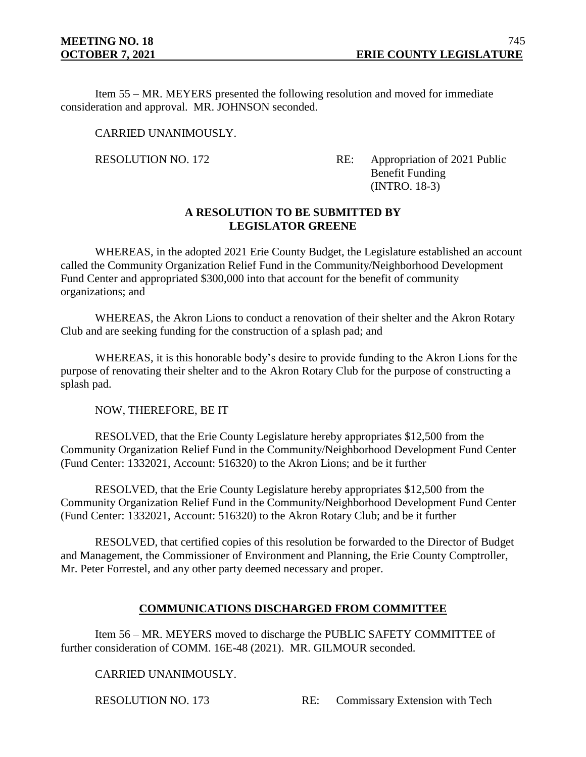Item 55 – MR. MEYERS presented the following resolution and moved for immediate consideration and approval. MR. JOHNSON seconded.

CARRIED UNANIMOUSLY.

RESOLUTION NO. 172 RE: Appropriation of 2021 Public Benefit Funding (INTRO. 18-3)

**A RESOLUTION TO BE SUBMITTED BY LEGISLATOR GREENE**

WHEREAS, in the adopted 2021 Erie County Budget, the Legislature established an account called the Community Organization Relief Fund in the Community/Neighborhood Development Fund Center and appropriated $300,000 into that account for the benefit of community organizations; and

WHEREAS, the Akron Lions to conduct a renovation of their shelter and the Akron Rotary Club and are seeking funding for the construction of a splash pad; and

WHEREAS, it is this honorable body's desire to provide funding to the Akron Lions for the purpose of renovating their shelter and to the Akron Rotary Club for the purpose of constructing a splash pad.

NOW, THEREFORE, BE IT

RESOLVED, that the Erie County Legislature hereby appropriates $12,500 from the Community Organization Relief Fund in the Community/Neighborhood Development Fund Center (Fund Center: 1332021, Account: 516320) to the Akron Lions; and be it further

RESOLVED, that the Erie County Legislature hereby appropriates $12,500 from the Community Organization Relief Fund in the Community/Neighborhood Development Fund Center (Fund Center: 1332021, Account: 516320) to the Akron Rotary Club; and be it further

RESOLVED, that certified copies of this resolution be forwarded to the Director of Budget and Management, the Commissioner of Environment and Planning, the Erie County Comptroller, Mr. Peter Forrestel, and any other party deemed necessary and proper.

## COMMUNICATIONS DISCHARGED FROM COMMITTEE

Item 56 – MR. MEYERS moved to discharge the PUBLIC SAFETY COMMITTEE of further consideration of COMM. 16E-48 (2021). MR. GILMOUR seconded.

CARRIED UNANIMOUSLY.

RESOLUTION NO. 173 RE: Commissary Extension with Tech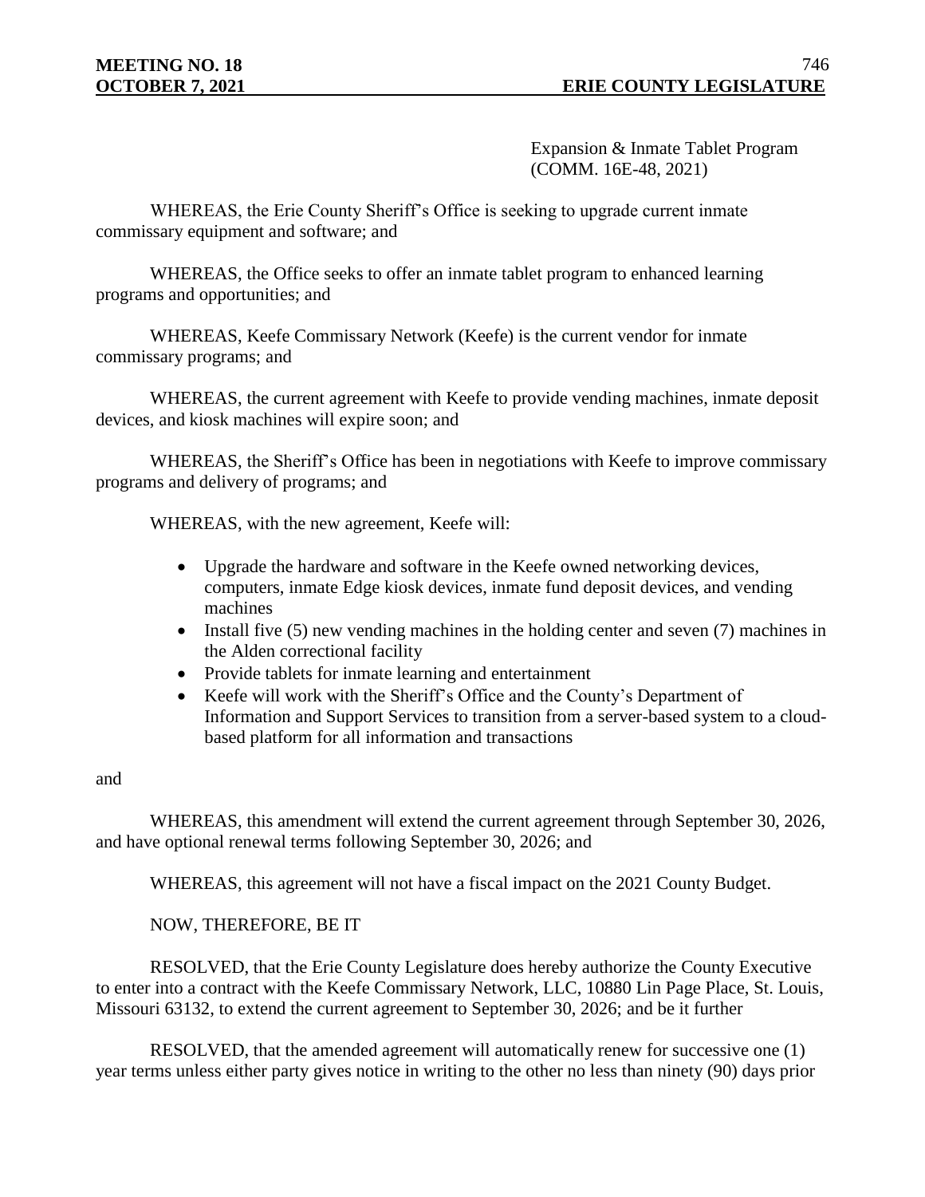Expansion & Inmate Tablet Program
(COMM. 16E-48, 2021)

WHEREAS, the Erie County Sheriff's Office is seeking to upgrade current inmate commissary equipment and software; and

WHEREAS, the Office seeks to offer an inmate tablet program to enhanced learning programs and opportunities; and

WHEREAS, Keefe Commissary Network (Keefe) is the current vendor for inmate commissary programs; and

WHEREAS, the current agreement with Keefe to provide vending machines, inmate deposit devices, and kiosk machines will expire soon; and

WHEREAS, the Sheriff's Office has been in negotiations with Keefe to improve commissary programs and delivery of programs; and

WHEREAS, with the new agreement, Keefe will:

- Upgrade the hardware and software in the Keefe owned networking devices, computers, inmate Edge kiosk devices, inmate fund deposit devices, and vending machines
- Install five (5) new vending machines in the holding center and seven (7) machines in the Alden correctional facility
- Provide tablets for inmate learning and entertainment
- Keefe will work with the Sheriff's Office and the County's Department of Information and Support Services to transition from a server-based system to a cloud-based platform for all information and transactions

and

WHEREAS, this amendment will extend the current agreement through September 30, 2026, and have optional renewal terms following September 30, 2026; and

WHEREAS, this agreement will not have a fiscal impact on the 2021 County Budget.

NOW, THEREFORE, BE IT

RESOLVED, that the Erie County Legislature does hereby authorize the County Executive to enter into a contract with the Keefe Commissary Network, LLC, 10880 Lin Page Place, St. Louis, Missouri 63132, to extend the current agreement to September 30, 2026; and be it further

RESOLVED, that the amended agreement will automatically renew for successive one (1) year terms unless either party gives notice in writing to the other no less than ninety (90) days prior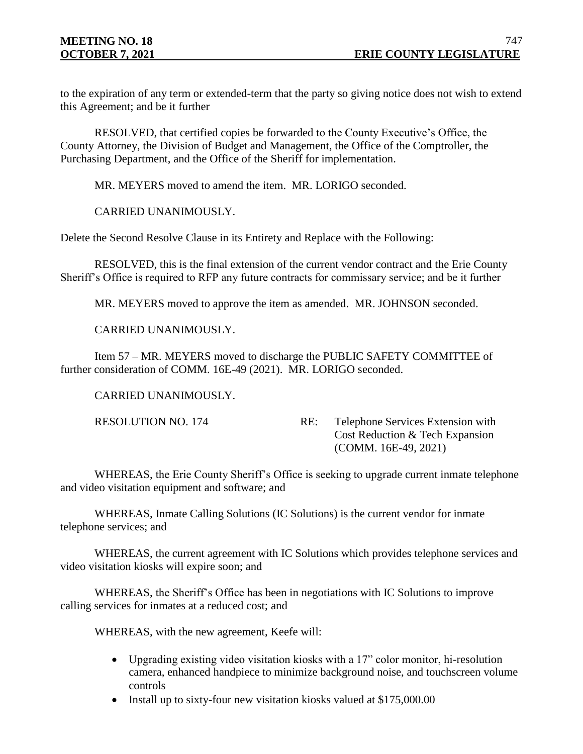to the expiration of any term or extended-term that the party so giving notice does not wish to extend this Agreement; and be it further

RESOLVED, that certified copies be forwarded to the County Executive's Office, the County Attorney, the Division of Budget and Management, the Office of the Comptroller, the Purchasing Department, and the Office of the Sheriff for implementation.

MR. MEYERS moved to amend the item. MR. LORIGO seconded.

CARRIED UNANIMOUSLY.

Delete the Second Resolve Clause in its Entirety and Replace with the Following:

RESOLVED, this is the final extension of the current vendor contract and the Erie County Sheriff's Office is required to RFP any future contracts for commissary service; and be it further

MR. MEYERS moved to approve the item as amended. MR. JOHNSON seconded.

CARRIED UNANIMOUSLY.

Item 57 – MR. MEYERS moved to discharge the PUBLIC SAFETY COMMITTEE of further consideration of COMM. 16E-49 (2021). MR. LORIGO seconded.

CARRIED UNANIMOUSLY.

RESOLUTION NO. 174 RE: Telephone Services Extension with Cost Reduction & Tech Expansion (COMM. 16E-49, 2021)

WHEREAS, the Erie County Sheriff's Office is seeking to upgrade current inmate telephone and video visitation equipment and software; and

WHEREAS, Inmate Calling Solutions (IC Solutions) is the current vendor for inmate telephone services; and

WHEREAS, the current agreement with IC Solutions which provides telephone services and video visitation kiosks will expire soon; and

WHEREAS, the Sheriff's Office has been in negotiations with IC Solutions to improve calling services for inmates at a reduced cost; and

WHEREAS, with the new agreement, Keefe will:

- Upgrading existing video visitation kiosks with a 17" color monitor, hi-resolution camera, enhanced handpiece to minimize background noise, and touchscreen volume controls
- Install up to sixty-four new visitation kiosks valued at $175,000.00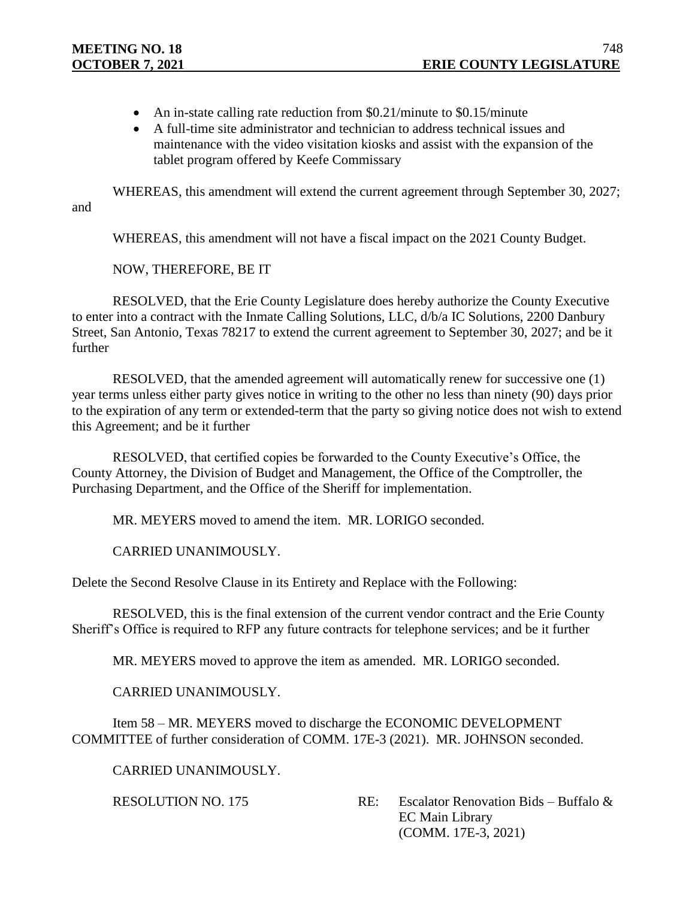- An in-state calling rate reduction from $0.21/minute to $0.15/minute
- A full-time site administrator and technician to address technical issues and maintenance with the video visitation kiosks and assist with the expansion of the tablet program offered by Keefe Commissary

WHEREAS, this amendment will extend the current agreement through September 30, 2027; and

WHEREAS, this amendment will not have a fiscal impact on the 2021 County Budget.

NOW, THEREFORE, BE IT

RESOLVED, that the Erie County Legislature does hereby authorize the County Executive to enter into a contract with the Inmate Calling Solutions, LLC, d/b/a IC Solutions, 2200 Danbury Street, San Antonio, Texas 78217 to extend the current agreement to September 30, 2027; and be it further

RESOLVED, that the amended agreement will automatically renew for successive one (1) year terms unless either party gives notice in writing to the other no less than ninety (90) days prior to the expiration of any term or extended-term that the party so giving notice does not wish to extend this Agreement; and be it further

RESOLVED, that certified copies be forwarded to the County Executive's Office, the County Attorney, the Division of Budget and Management, the Office of the Comptroller, the Purchasing Department, and the Office of the Sheriff for implementation.

MR. MEYERS moved to amend the item. MR. LORIGO seconded.

CARRIED UNANIMOUSLY.

Delete the Second Resolve Clause in its Entirety and Replace with the Following:

RESOLVED, this is the final extension of the current vendor contract and the Erie County Sheriff's Office is required to RFP any future contracts for telephone services; and be it further

MR. MEYERS moved to approve the item as amended. MR. LORIGO seconded.

CARRIED UNANIMOUSLY.

Item 58 – MR. MEYERS moved to discharge the ECONOMIC DEVELOPMENT COMMITTEE of further consideration of COMM. 17E-3 (2021). MR. JOHNSON seconded.

CARRIED UNANIMOUSLY.

RESOLUTION NO. 175 RE: Escalator Renovation Bids – Buffalo & EC Main Library (COMM. 17E-3, 2021)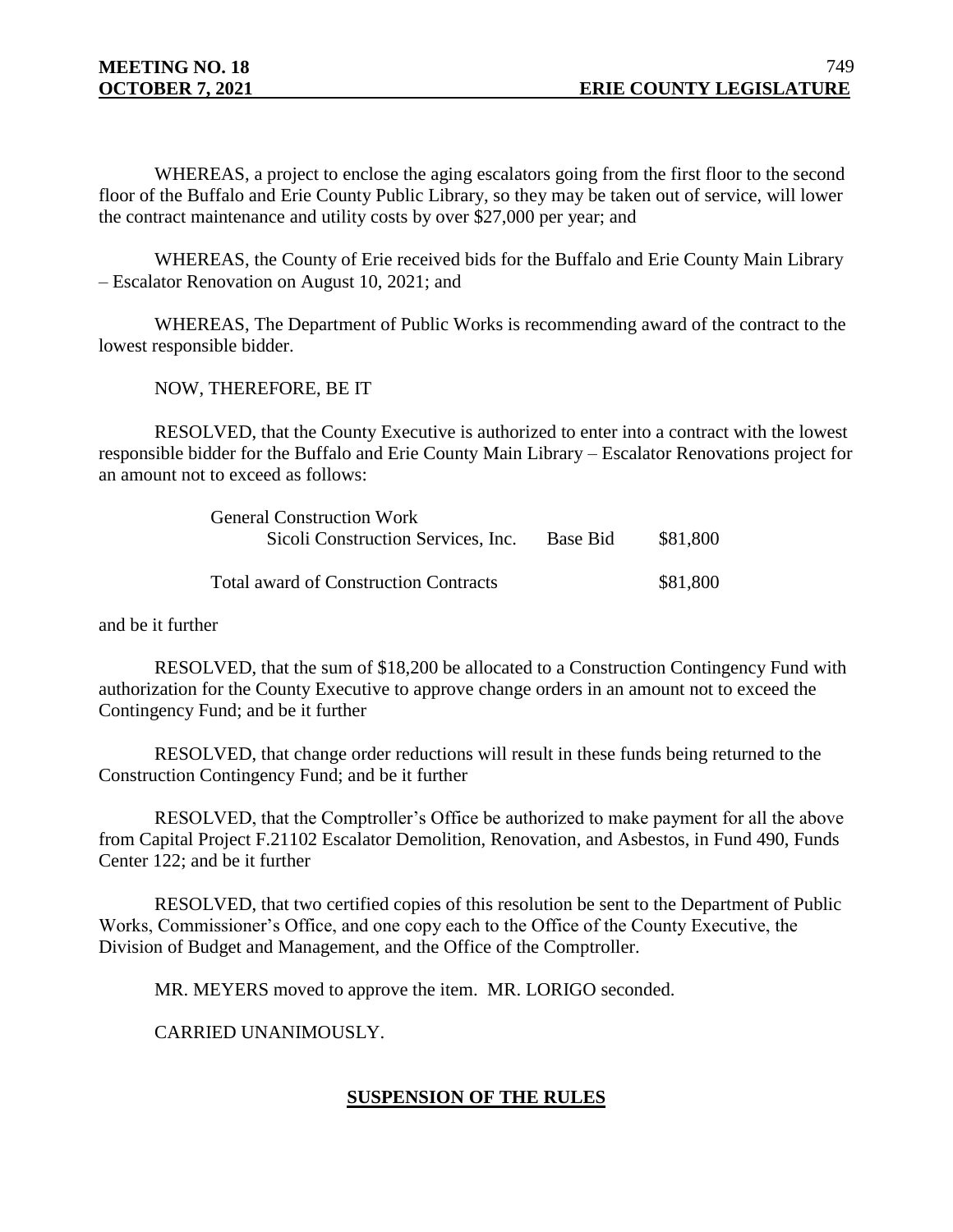WHEREAS, a project to enclose the aging escalators going from the first floor to the second floor of the Buffalo and Erie County Public Library, so they may be taken out of service, will lower the contract maintenance and utility costs by over $27,000 per year; and

WHEREAS, the County of Erie received bids for the Buffalo and Erie County Main Library – Escalator Renovation on August 10, 2021; and

WHEREAS, The Department of Public Works is recommending award of the contract to the lowest responsible bidder.

NOW, THEREFORE, BE IT

RESOLVED, that the County Executive is authorized to enter into a contract with the lowest responsible bidder for the Buffalo and Erie County Main Library – Escalator Renovations project for an amount not to exceed as follows:

| | | |
|---|---|---|
| General Construction Work | | |
| Sicoli Construction Services, Inc. | Base Bid | $81,800 |
| Total award of Construction Contracts | | $81,800 |

and be it further

RESOLVED, that the sum of $18,200 be allocated to a Construction Contingency Fund with authorization for the County Executive to approve change orders in an amount not to exceed the Contingency Fund; and be it further

RESOLVED, that change order reductions will result in these funds being returned to the Construction Contingency Fund; and be it further

RESOLVED, that the Comptroller's Office be authorized to make payment for all the above from Capital Project F.21102 Escalator Demolition, Renovation, and Asbestos, in Fund 490, Funds Center 122; and be it further

RESOLVED, that two certified copies of this resolution be sent to the Department of Public Works, Commissioner's Office, and one copy each to the Office of the County Executive, the Division of Budget and Management, and the Office of the Comptroller.

MR. MEYERS moved to approve the item. MR. LORIGO seconded.

CARRIED UNANIMOUSLY.

## SUSPENSION OF THE RULES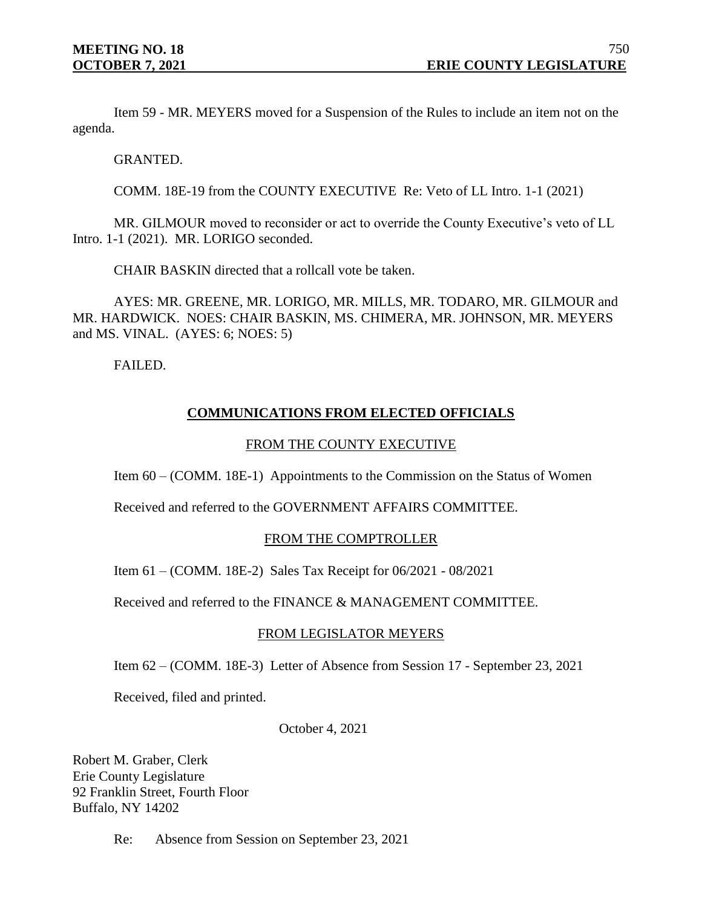Item 59 - MR. MEYERS moved for a Suspension of the Rules to include an item not on the agenda.

GRANTED.

COMM. 18E-19 from the COUNTY EXECUTIVE Re: Veto of LL Intro. 1-1 (2021)

MR. GILMOUR moved to reconsider or act to override the County Executive's veto of LL Intro. 1-1 (2021). MR. LORIGO seconded.

CHAIR BASKIN directed that a rollcall vote be taken.

AYES: MR. GREENE, MR. LORIGO, MR. MILLS, MR. TODARO, MR. GILMOUR and MR. HARDWICK. NOES: CHAIR BASKIN, MS. CHIMERA, MR. JOHNSON, MR. MEYERS and MS. VINAL. (AYES: 6; NOES: 5)

FAILED.

## COMMUNICATIONS FROM ELECTED OFFICIALS

### FROM THE COUNTY EXECUTIVE

Item 60 – (COMM. 18E-1) Appointments to the Commission on the Status of Women

Received and referred to the GOVERNMENT AFFAIRS COMMITTEE.

### FROM THE COMPTROLLER

Item 61 – (COMM. 18E-2) Sales Tax Receipt for 06/2021 - 08/2021

Received and referred to the FINANCE & MANAGEMENT COMMITTEE.

### FROM LEGISLATOR MEYERS

Item 62 – (COMM. 18E-3) Letter of Absence from Session 17 - September 23, 2021

Received, filed and printed.

October 4, 2021

Robert M. Graber, Clerk
Erie County Legislature
92 Franklin Street, Fourth Floor
Buffalo, NY 14202

Re: Absence from Session on September 23, 2021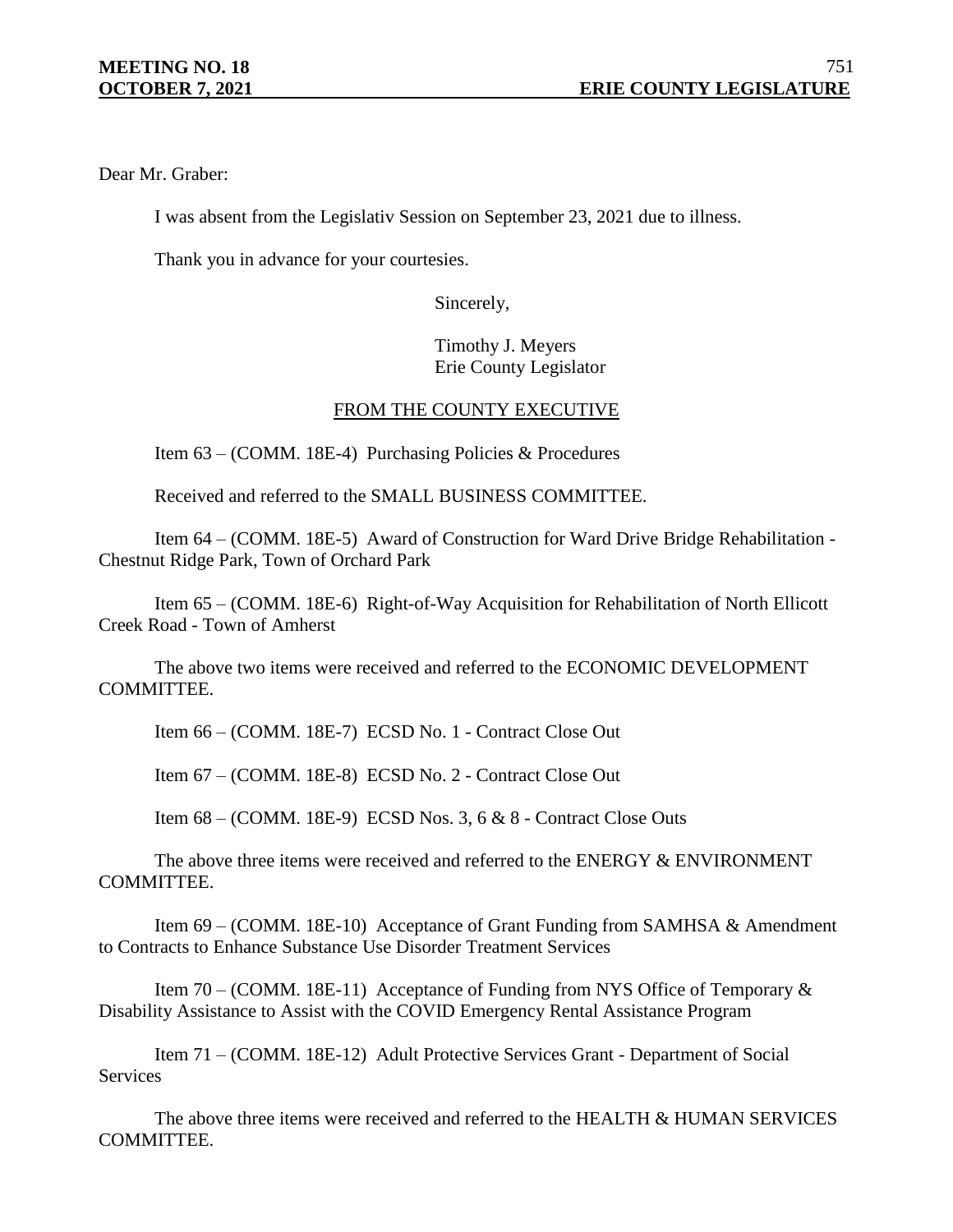Dear Mr. Graber:

I was absent from the Legislativ Session on September 23, 2021 due to illness.

Thank you in advance for your courtesies.

Sincerely,

Timothy J. Meyers
Erie County Legislator

## FROM THE COUNTY EXECUTIVE

Item 63 – (COMM. 18E-4) Purchasing Policies & Procedures

Received and referred to the SMALL BUSINESS COMMITTEE.

Item 64 – (COMM. 18E-5) Award of Construction for Ward Drive Bridge Rehabilitation - Chestnut Ridge Park, Town of Orchard Park

Item 65 – (COMM. 18E-6) Right-of-Way Acquisition for Rehabilitation of North Ellicott Creek Road - Town of Amherst

The above two items were received and referred to the ECONOMIC DEVELOPMENT COMMITTEE.

Item 66 – (COMM. 18E-7) ECSD No. 1 - Contract Close Out

Item 67 – (COMM. 18E-8) ECSD No. 2 - Contract Close Out

Item 68 – (COMM. 18E-9) ECSD Nos. 3, 6 & 8 - Contract Close Outs

The above three items were received and referred to the ENERGY & ENVIRONMENT COMMITTEE.

Item 69 – (COMM. 18E-10) Acceptance of Grant Funding from SAMHSA & Amendment to Contracts to Enhance Substance Use Disorder Treatment Services

Item 70 – (COMM. 18E-11) Acceptance of Funding from NYS Office of Temporary & Disability Assistance to Assist with the COVID Emergency Rental Assistance Program

Item 71 – (COMM. 18E-12) Adult Protective Services Grant - Department of Social Services

The above three items were received and referred to the HEALTH & HUMAN SERVICES COMMITTEE.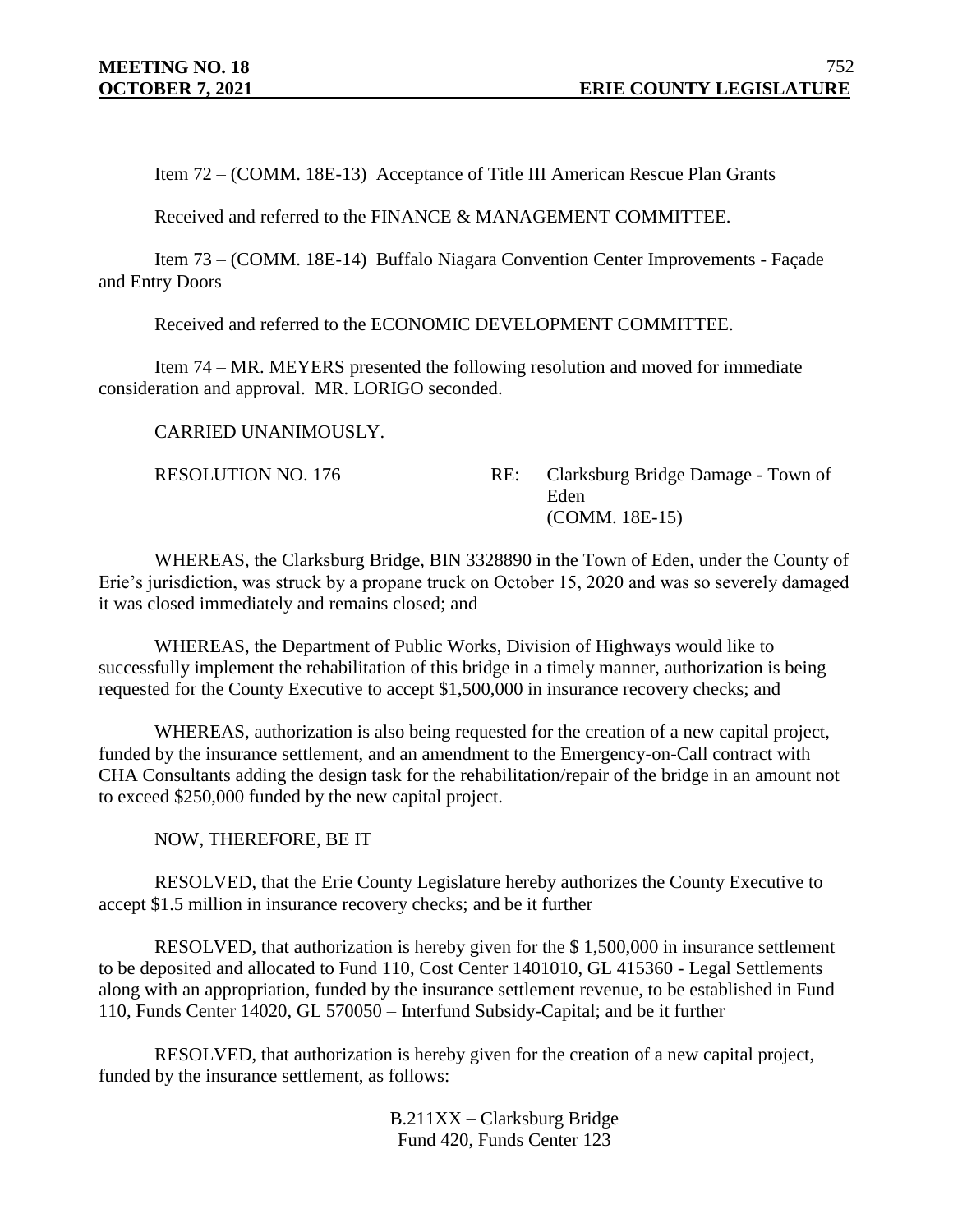Item 72 – (COMM. 18E-13) Acceptance of Title III American Rescue Plan Grants

Received and referred to the FINANCE & MANAGEMENT COMMITTEE.

Item 73 – (COMM. 18E-14) Buffalo Niagara Convention Center Improvements - Façade and Entry Doors

Received and referred to the ECONOMIC DEVELOPMENT COMMITTEE.

Item 74 – MR. MEYERS presented the following resolution and moved for immediate consideration and approval. MR. LORIGO seconded.

CARRIED UNANIMOUSLY.

RESOLUTION NO. 176 RE: Clarksburg Bridge Damage - Town of Eden (COMM. 18E-15)

WHEREAS, the Clarksburg Bridge, BIN 3328890 in the Town of Eden, under the County of Erie's jurisdiction, was struck by a propane truck on October 15, 2020 and was so severely damaged it was closed immediately and remains closed; and

WHEREAS, the Department of Public Works, Division of Highways would like to successfully implement the rehabilitation of this bridge in a timely manner, authorization is being requested for the County Executive to accept $1,500,000 in insurance recovery checks; and

WHEREAS, authorization is also being requested for the creation of a new capital project, funded by the insurance settlement, and an amendment to the Emergency-on-Call contract with CHA Consultants adding the design task for the rehabilitation/repair of the bridge in an amount not to exceed $250,000 funded by the new capital project.

NOW, THEREFORE, BE IT

RESOLVED, that the Erie County Legislature hereby authorizes the County Executive to accept $1.5 million in insurance recovery checks; and be it further

RESOLVED, that authorization is hereby given for the $ 1,500,000 in insurance settlement to be deposited and allocated to Fund 110, Cost Center 1401010, GL 415360 - Legal Settlements along with an appropriation, funded by the insurance settlement revenue, to be established in Fund 110, Funds Center 14020, GL 570050 – Interfund Subsidy-Capital; and be it further

RESOLVED, that authorization is hereby given for the creation of a new capital project, funded by the insurance settlement, as follows:

B.211XX – Clarksburg Bridge
Fund 420, Funds Center 123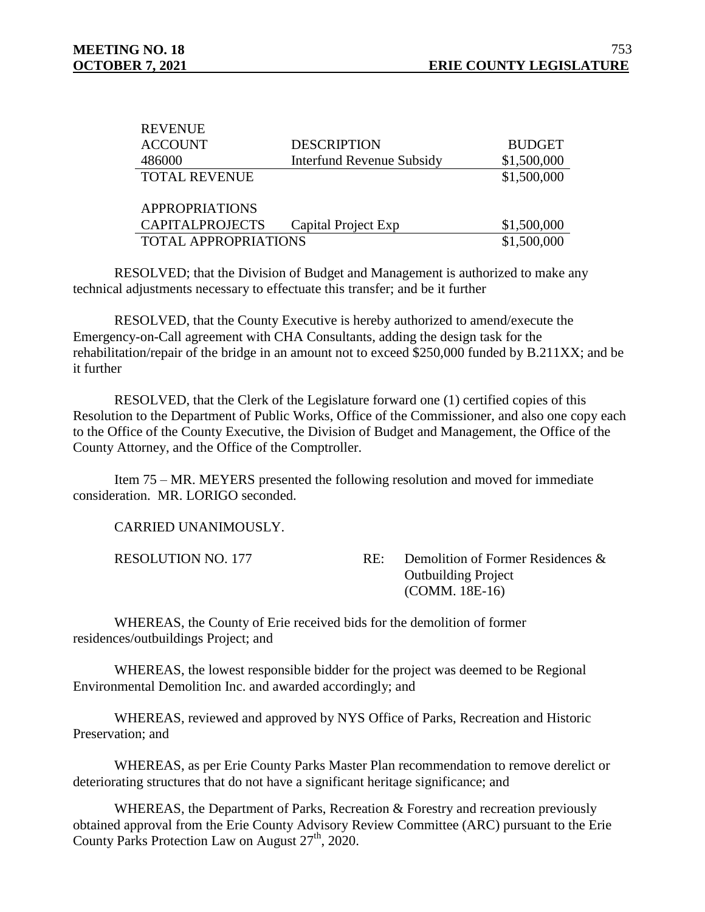| REVENUE ACCOUNT | DESCRIPTION | BUDGET |
|---|---|---|
| 486000 | Interfund Revenue Subsidy | \$1,500,000 |
| TOTAL REVENUE | | \$1,500,000 |
| | | |
| APPROPRIATIONS | | |
| CAPITALPROJECTS | Capital Project Exp | \$1,500,000 |
| TOTAL APPROPRIATIONS | | \$1,500,000 |

RESOLVED; that the Division of Budget and Management is authorized to make any technical adjustments necessary to effectuate this transfer; and be it further

RESOLVED, that the County Executive is hereby authorized to amend/execute the Emergency-on-Call agreement with CHA Consultants, adding the design task for the rehabilitation/repair of the bridge in an amount not to exceed \$250,000 funded by B.211XX; and be it further

RESOLVED, that the Clerk of the Legislature forward one (1) certified copies of this Resolution to the Department of Public Works, Office of the Commissioner, and also one copy each to the Office of the County Executive, the Division of Budget and Management, the Office of the County Attorney, and the Office of the Comptroller.

Item 75 – MR. MEYERS presented the following resolution and moved for immediate consideration. MR. LORIGO seconded.

CARRIED UNANIMOUSLY.

RESOLUTION NO. 177 RE: Demolition of Former Residences & Outbuilding Project (COMM. 18E-16)

WHEREAS, the County of Erie received bids for the demolition of former residences/outbuildings Project; and

WHEREAS, the lowest responsible bidder for the project was deemed to be Regional Environmental Demolition Inc. and awarded accordingly; and

WHEREAS, reviewed and approved by NYS Office of Parks, Recreation and Historic Preservation; and

WHEREAS, as per Erie County Parks Master Plan recommendation to remove derelict or deteriorating structures that do not have a significant heritage significance; and

WHEREAS, the Department of Parks, Recreation & Forestry and recreation previously obtained approval from the Erie County Advisory Review Committee (ARC) pursuant to the Erie County Parks Protection Law on August 27th, 2020.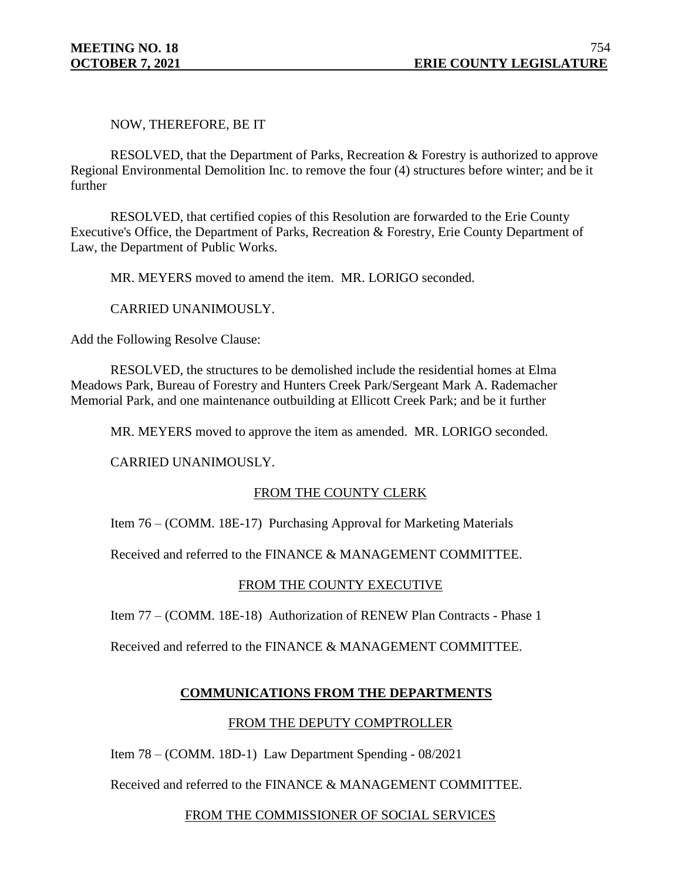NOW, THEREFORE, BE IT

RESOLVED, that the Department of Parks, Recreation & Forestry is authorized to approve Regional Environmental Demolition Inc. to remove the four (4) structures before winter; and be it further

RESOLVED, that certified copies of this Resolution are forwarded to the Erie County Executive's Office, the Department of Parks, Recreation & Forestry, Erie County Department of Law, the Department of Public Works.

MR. MEYERS moved to amend the item. MR. LORIGO seconded.

CARRIED UNANIMOUSLY.

Add the Following Resolve Clause:

RESOLVED, the structures to be demolished include the residential homes at Elma Meadows Park, Bureau of Forestry and Hunters Creek Park/Sergeant Mark A. Rademacher Memorial Park, and one maintenance outbuilding at Ellicott Creek Park; and be it further

MR. MEYERS moved to approve the item as amended. MR. LORIGO seconded.

CARRIED UNANIMOUSLY.

FROM THE COUNTY CLERK

Item 76 – (COMM. 18E-17) Purchasing Approval for Marketing Materials

Received and referred to the FINANCE & MANAGEMENT COMMITTEE.

FROM THE COUNTY EXECUTIVE

Item 77 – (COMM. 18E-18) Authorization of RENEW Plan Contracts - Phase 1

Received and referred to the FINANCE & MANAGEMENT COMMITTEE.

## COMMUNICATIONS FROM THE DEPARTMENTS

FROM THE DEPUTY COMPTROLLER

Item 78 – (COMM. 18D-1) Law Department Spending - 08/2021

Received and referred to the FINANCE & MANAGEMENT COMMITTEE.

FROM THE COMMISSIONER OF SOCIAL SERVICES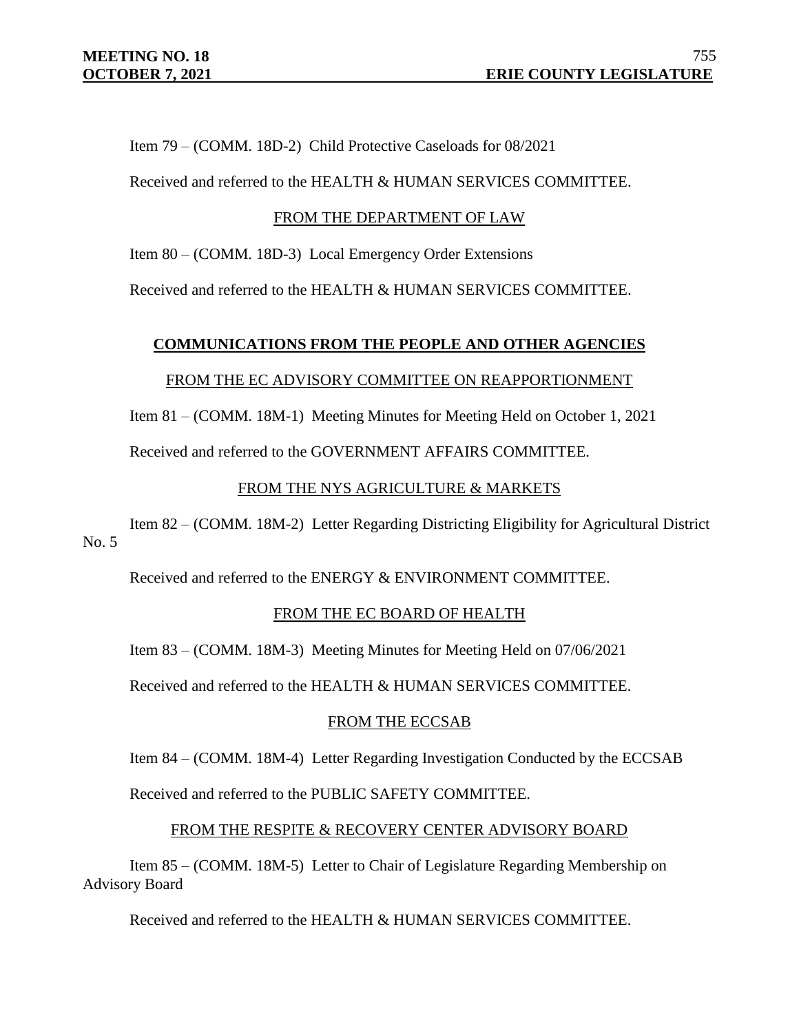Item 79 – (COMM. 18D-2) Child Protective Caseloads for 08/2021

Received and referred to the HEALTH & HUMAN SERVICES COMMITTEE.

FROM THE DEPARTMENT OF LAW

Item 80 – (COMM. 18D-3) Local Emergency Order Extensions

Received and referred to the HEALTH & HUMAN SERVICES COMMITTEE.

**COMMUNICATIONS FROM THE PEOPLE AND OTHER AGENCIES**

FROM THE EC ADVISORY COMMITTEE ON REAPPORTIONMENT

Item 81 – (COMM. 18M-1) Meeting Minutes for Meeting Held on October 1, 2021

Received and referred to the GOVERNMENT AFFAIRS COMMITTEE.

FROM THE NYS AGRICULTURE & MARKETS

Item 82 – (COMM. 18M-2) Letter Regarding Districting Eligibility for Agricultural District No. 5

Received and referred to the ENERGY & ENVIRONMENT COMMITTEE.

FROM THE EC BOARD OF HEALTH

Item 83 – (COMM. 18M-3) Meeting Minutes for Meeting Held on 07/06/2021

Received and referred to the HEALTH & HUMAN SERVICES COMMITTEE.

FROM THE ECCSAB

Item 84 – (COMM. 18M-4) Letter Regarding Investigation Conducted by the ECCSAB

Received and referred to the PUBLIC SAFETY COMMITTEE.

FROM THE RESPITE & RECOVERY CENTER ADVISORY BOARD

Item 85 – (COMM. 18M-5) Letter to Chair of Legislature Regarding Membership on Advisory Board

Received and referred to the HEALTH & HUMAN SERVICES COMMITTEE.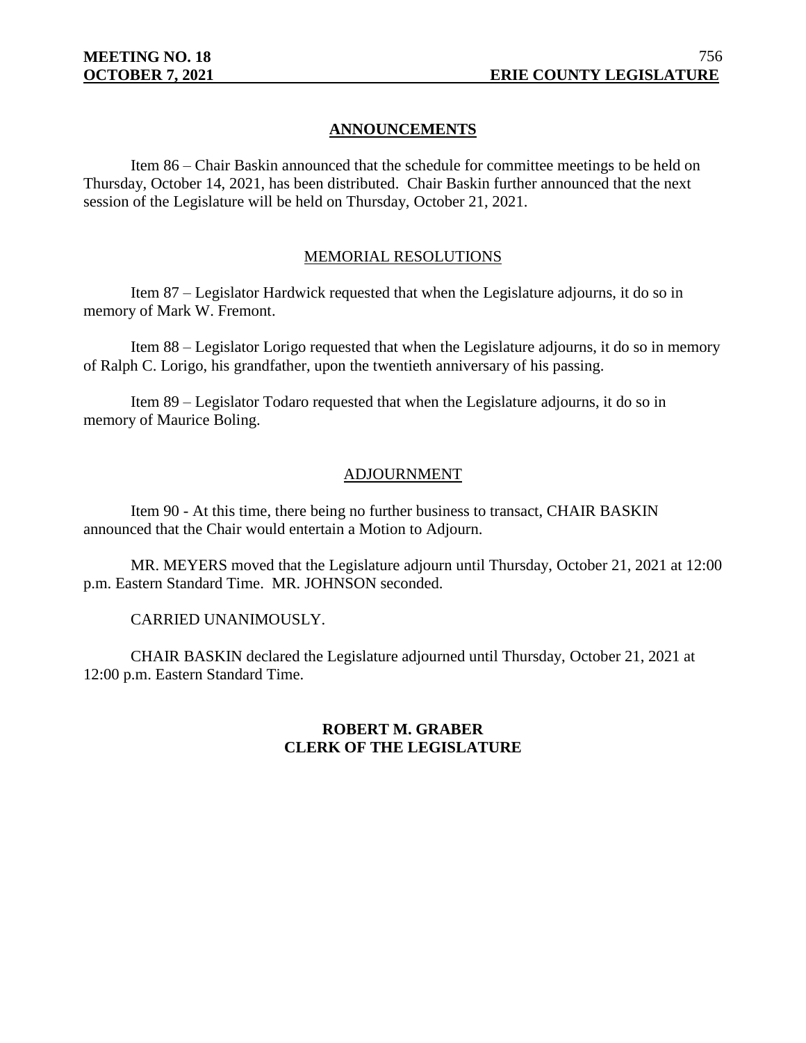## ANNOUNCEMENTS

Item 86 – Chair Baskin announced that the schedule for committee meetings to be held on Thursday, October 14, 2021, has been distributed. Chair Baskin further announced that the next session of the Legislature will be held on Thursday, October 21, 2021.

## MEMORIAL RESOLUTIONS

Item 87 – Legislator Hardwick requested that when the Legislature adjourns, it do so in memory of Mark W. Fremont.

Item 88 – Legislator Lorigo requested that when the Legislature adjourns, it do so in memory of Ralph C. Lorigo, his grandfather, upon the twentieth anniversary of his passing.

Item 89 – Legislator Todaro requested that when the Legislature adjourns, it do so in memory of Maurice Boling.

## ADJOURNMENT

Item 90 - At this time, there being no further business to transact, CHAIR BASKIN announced that the Chair would entertain a Motion to Adjourn.

MR. MEYERS moved that the Legislature adjourn until Thursday, October 21, 2021 at 12:00 p.m. Eastern Standard Time. MR. JOHNSON seconded.

CARRIED UNANIMOUSLY.

CHAIR BASKIN declared the Legislature adjourned until Thursday, October 21, 2021 at 12:00 p.m. Eastern Standard Time.

**ROBERT M. GRABER**
**CLERK OF THE LEGISLATURE**